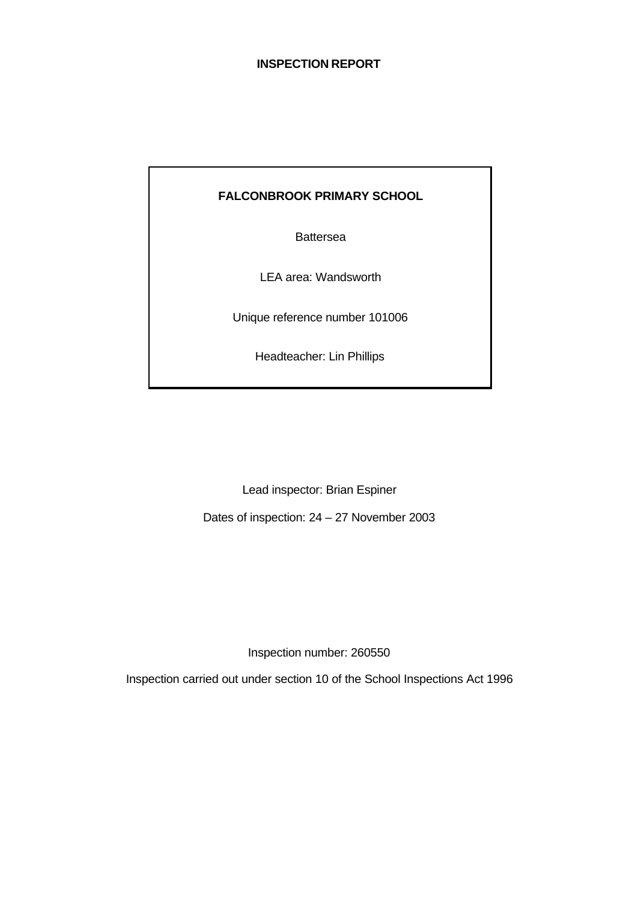# INSPECTION REPORT

**FALCONBROOK PRIMARY SCHOOL**

Battersea

LEA area: Wandsworth

Unique reference number 101006

Headteacher: Lin Phillips

Lead inspector: Brian Espiner

Dates of inspection: 24 – 27 November 2003

Inspection number: 260550

Inspection carried out under section 10 of the School Inspections Act 1996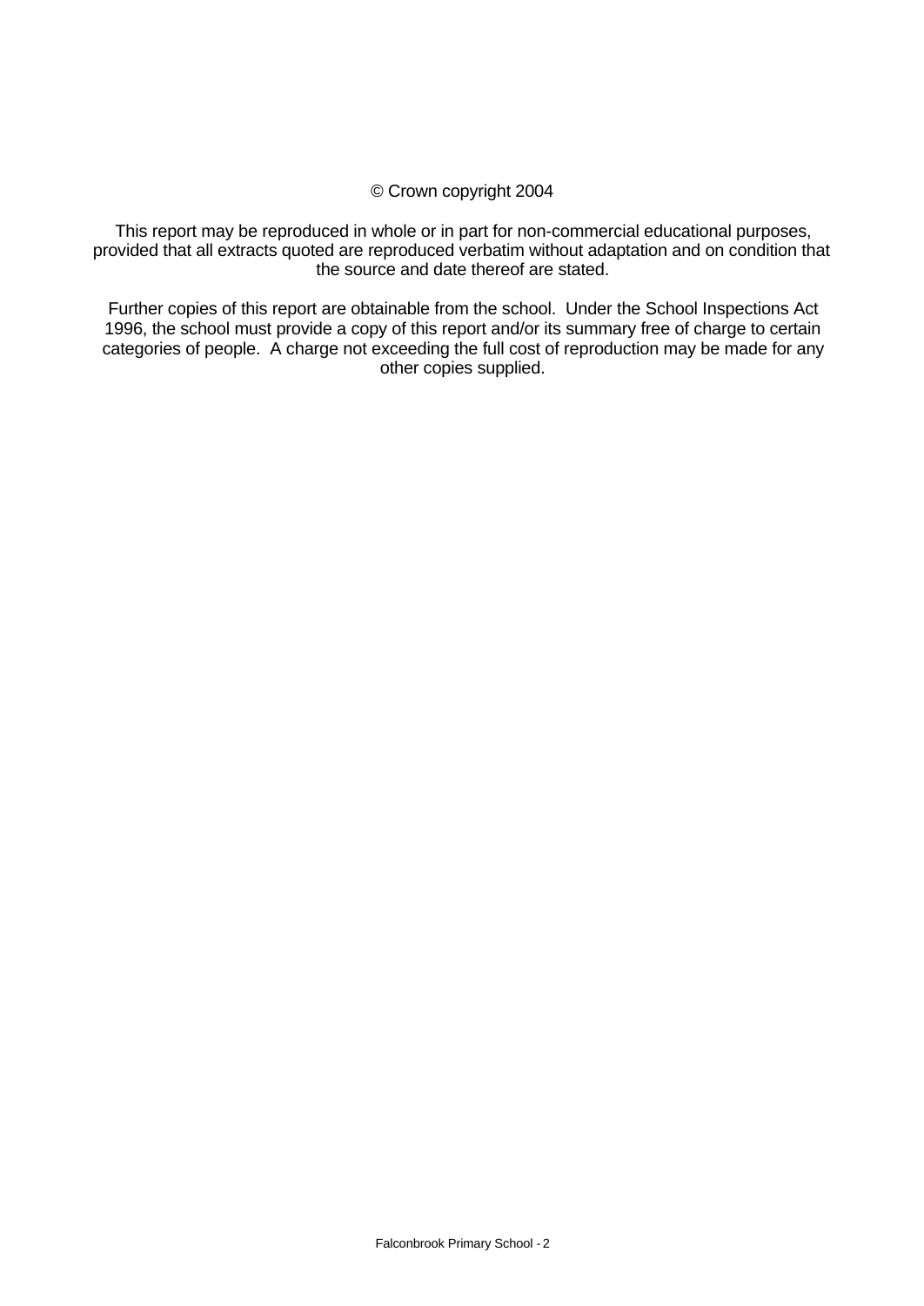© Crown copyright 2004

This report may be reproduced in whole or in part for non-commercial educational purposes, provided that all extracts quoted are reproduced verbatim without adaptation and on condition that the source and date thereof are stated.

Further copies of this report are obtainable from the school. Under the School Inspections Act 1996, the school must provide a copy of this report and/or its summary free of charge to certain categories of people. A charge not exceeding the full cost of reproduction may be made for any other copies supplied.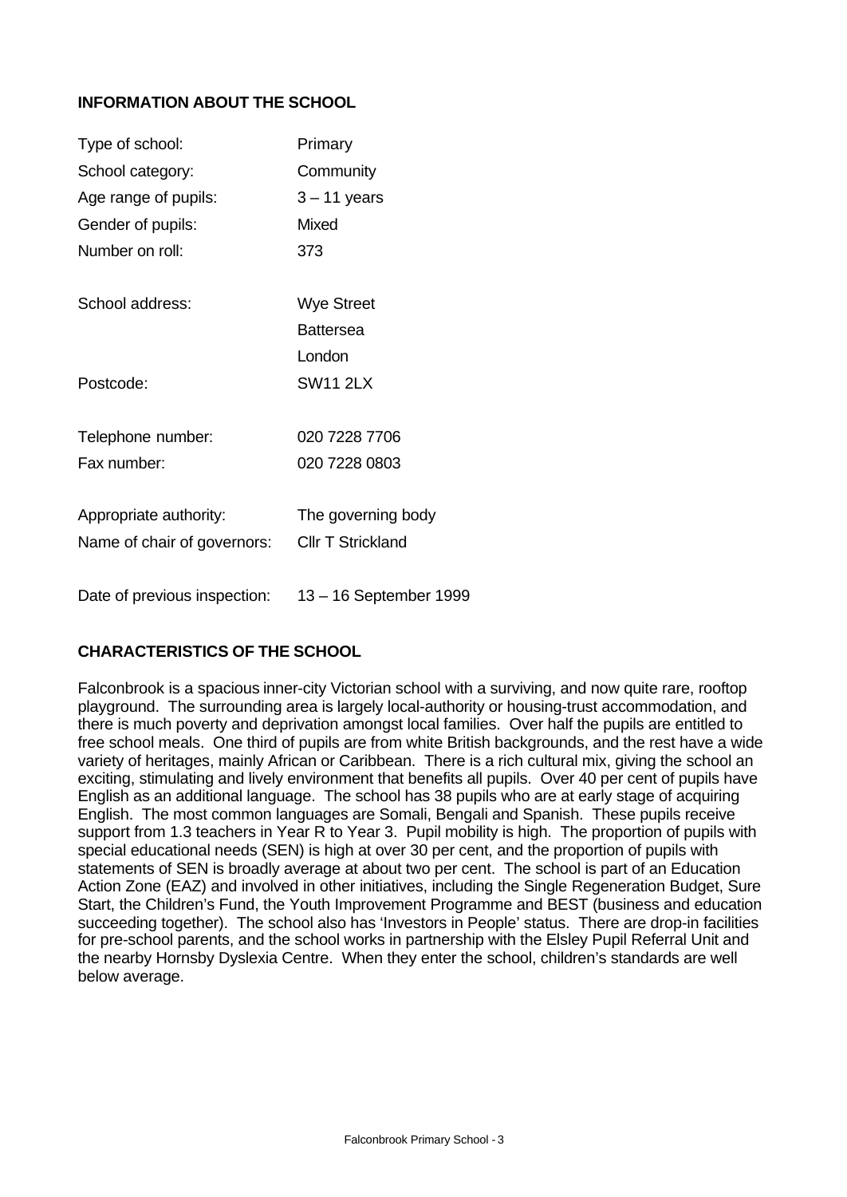## INFORMATION ABOUT THE SCHOOL

| | |
|---|---|
| Type of school: | Primary |
| School category: | Community |
| Age range of pupils: | 3 – 11 years |
| Gender of pupils: | Mixed |
| Number on roll: | 373 |
| School address: | Wye Street<br>Battersea<br>London |
| Postcode: | SW11 2LX |
| Telephone number: | 020 7228 7706 |
| Fax number: | 020 7228 0803 |
| Appropriate authority: | The governing body |
| Name of chair of governors: | Cllr T Strickland |
| Date of previous inspection: | 13 – 16 September 1999 |

## CHARACTERISTICS OF THE SCHOOL

Falconbrook is a spacious inner-city Victorian school with a surviving, and now quite rare, rooftop playground. The surrounding area is largely local-authority or housing-trust accommodation, and there is much poverty and deprivation amongst local families. Over half the pupils are entitled to free school meals. One third of pupils are from white British backgrounds, and the rest have a wide variety of heritages, mainly African or Caribbean. There is a rich cultural mix, giving the school an exciting, stimulating and lively environment that benefits all pupils. Over 40 per cent of pupils have English as an additional language. The school has 38 pupils who are at early stage of acquiring English. The most common languages are Somali, Bengali and Spanish. These pupils receive support from 1.3 teachers in Year R to Year 3. Pupil mobility is high. The proportion of pupils with special educational needs (SEN) is high at over 30 per cent, and the proportion of pupils with statements of SEN is broadly average at about two per cent. The school is part of an Education Action Zone (EAZ) and involved in other initiatives, including the Single Regeneration Budget, Sure Start, the Children's Fund, the Youth Improvement Programme and BEST (business and education succeeding together). The school also has 'Investors in People' status. There are drop-in facilities for pre-school parents, and the school works in partnership with the Elsley Pupil Referral Unit and the nearby Hornsby Dyslexia Centre. When they enter the school, children's standards are well below average.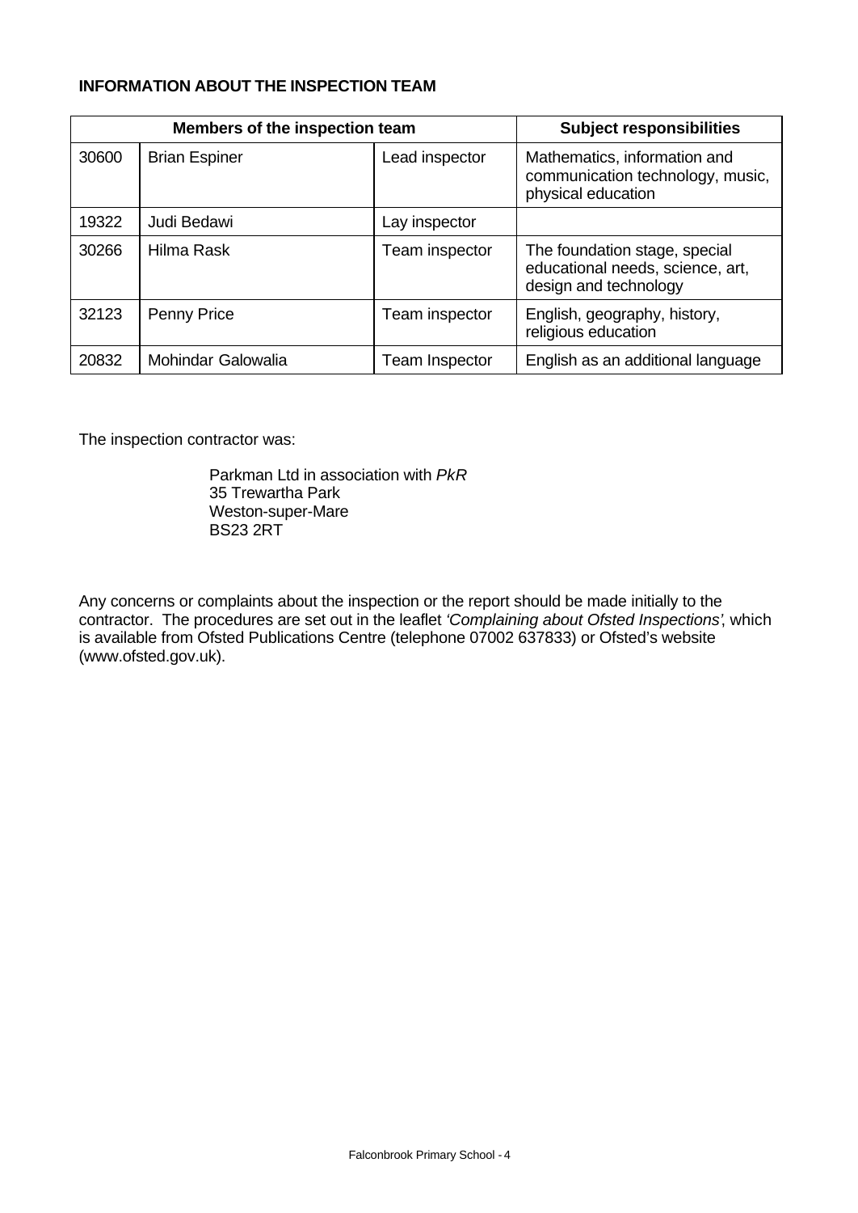**INFORMATION ABOUT THE INSPECTION TEAM**

| Members of the inspection team | | | Subject responsibilities |
|---|---|---|---|
| 30600 | Brian Espiner | Lead inspector | Mathematics, information and communication technology, music, physical education |
| 19322 | Judi Bedawi | Lay inspector | |
| 30266 | Hilma Rask | Team inspector | The foundation stage, special educational needs, science, art, design and technology |
| 32123 | Penny Price | Team inspector | English, geography, history, religious education |
| 20832 | Mohindar Galowalia | Team Inspector | English as an additional language |

The inspection contractor was:

Parkman Ltd in association with *PkR*
35 Trewartha Park
Weston-super-Mare
BS23 2RT

Any concerns or complaints about the inspection or the report should be made initially to the contractor. The procedures are set out in the leaflet *'Complaining about Ofsted Inspections'*, which is available from Ofsted Publications Centre (telephone 07002 637833) or Ofsted's website (www.ofsted.gov.uk).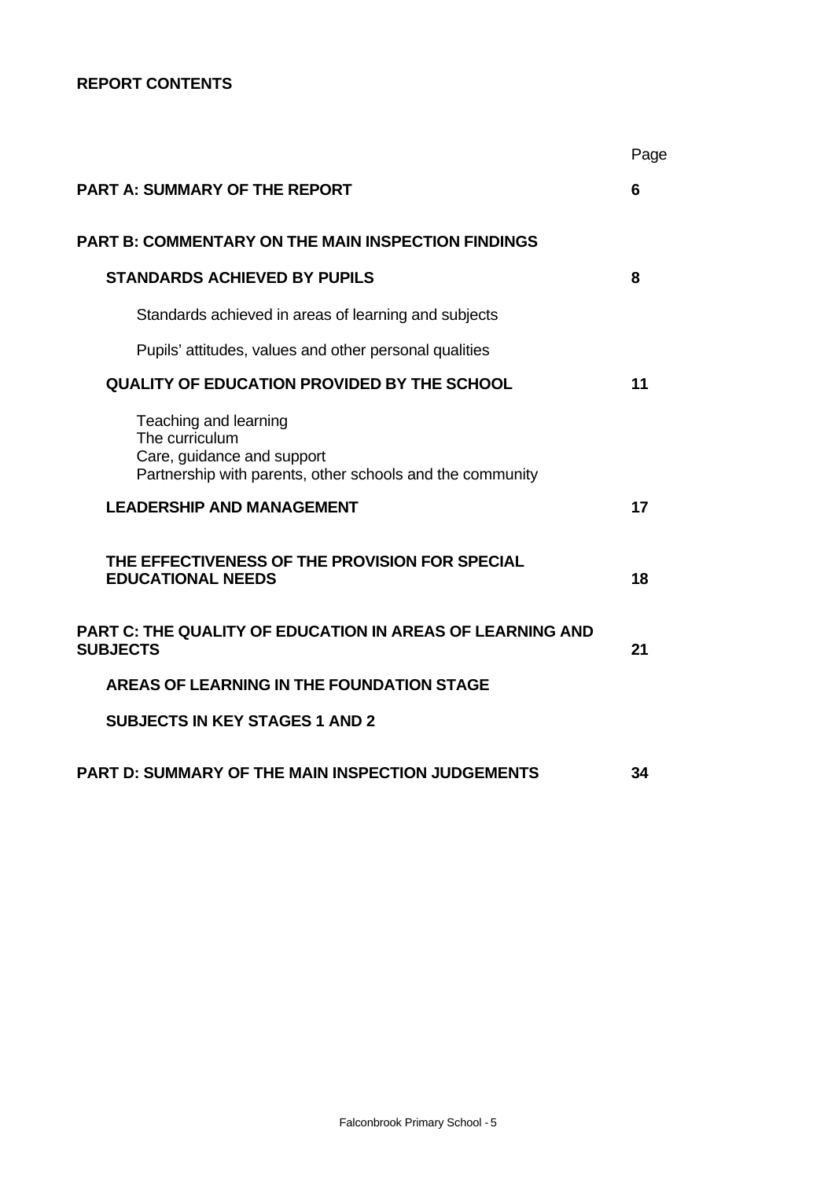**REPORT CONTENTS**

| | Page |
|---|---|
| **PART A: SUMMARY OF THE REPORT** | **6** |
| **PART B: COMMENTARY ON THE MAIN INSPECTION FINDINGS** | |
| **STANDARDS ACHIEVED BY PUPILS** | **8** |
| Standards achieved in areas of learning and subjects | |
| Pupils' attitudes, values and other personal qualities | |
| **QUALITY OF EDUCATION PROVIDED BY THE SCHOOL** | **11** |
| Teaching and learning<br>The curriculum<br>Care, guidance and support<br>Partnership with parents, other schools and the community | |
| **LEADERSHIP AND MANAGEMENT** | **17** |
| **THE EFFECTIVENESS OF THE PROVISION FOR SPECIAL EDUCATIONAL NEEDS** | **18** |
| **PART C: THE QUALITY OF EDUCATION IN AREAS OF LEARNING AND SUBJECTS** | **21** |
| **AREAS OF LEARNING IN THE FOUNDATION STAGE** | |
| **SUBJECTS IN KEY STAGES 1 AND 2** | |
| **PART D: SUMMARY OF THE MAIN INSPECTION JUDGEMENTS** | **34** |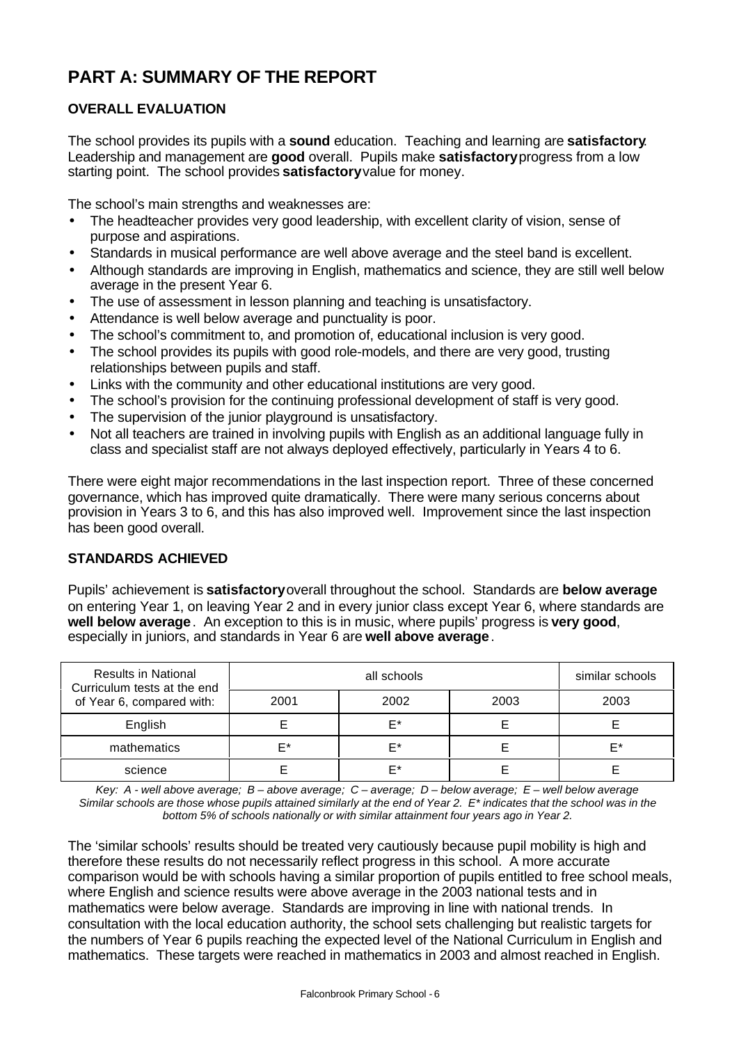# PART A: SUMMARY OF THE REPORT

## OVERALL EVALUATION

The school provides its pupils with a **sound** education. Teaching and learning are **satisfactory**. Leadership and management are **good** overall. Pupils make **satisfactory** progress from a low starting point. The school provides **satisfactory** value for money.

The school's main strengths and weaknesses are:

- The headteacher provides very good leadership, with excellent clarity of vision, sense of purpose and aspirations.
- Standards in musical performance are well above average and the steel band is excellent.
- Although standards are improving in English, mathematics and science, they are still well below average in the present Year 6.
- The use of assessment in lesson planning and teaching is unsatisfactory.
- Attendance is well below average and punctuality is poor.
- The school's commitment to, and promotion of, educational inclusion is very good.
- The school provides its pupils with good role-models, and there are very good, trusting relationships between pupils and staff.
- Links with the community and other educational institutions are very good.
- The school's provision for the continuing professional development of staff is very good.
- The supervision of the junior playground is unsatisfactory.
- Not all teachers are trained in involving pupils with English as an additional language fully in class and specialist staff are not always deployed effectively, particularly in Years 4 to 6.

There were eight major recommendations in the last inspection report. Three of these concerned governance, which has improved quite dramatically. There were many serious concerns about provision in Years 3 to 6, and this has also improved well. Improvement since the last inspection has been good overall.

## STANDARDS ACHIEVED

Pupils' achievement is **satisfactory** overall throughout the school. Standards are **below average** on entering Year 1, on leaving Year 2 and in every junior class except Year 6, where standards are **well below average**. An exception to this is in music, where pupils' progress is **very good**, especially in juniors, and standards in Year 6 are **well above average**.

| Results in National Curriculum tests at the end of Year 6, compared with: | all schools | | | similar schools |
|---|---|---|---|---|
| | 2001 | 2002 | 2003 | 2003 |
| English | E | E* | E | E |
| mathematics | E* | E* | E | E* |
| science | E | E* | E | E |

*Key: A - well above average; B – above average; C – average; D – below average; E – well below average*
*Similar schools are those whose pupils attained similarly at the end of Year 2. E* indicates that the school was in the bottom 5% of schools nationally or with similar attainment four years ago in Year 2.*

The 'similar schools' results should be treated very cautiously because pupil mobility is high and therefore these results do not necessarily reflect progress in this school. A more accurate comparison would be with schools having a similar proportion of pupils entitled to free school meals, where English and science results were above average in the 2003 national tests and in mathematics were below average. Standards are improving in line with national trends. In consultation with the local education authority, the school sets challenging but realistic targets for the numbers of Year 6 pupils reaching the expected level of the National Curriculum in English and mathematics. These targets were reached in mathematics in 2003 and almost reached in English.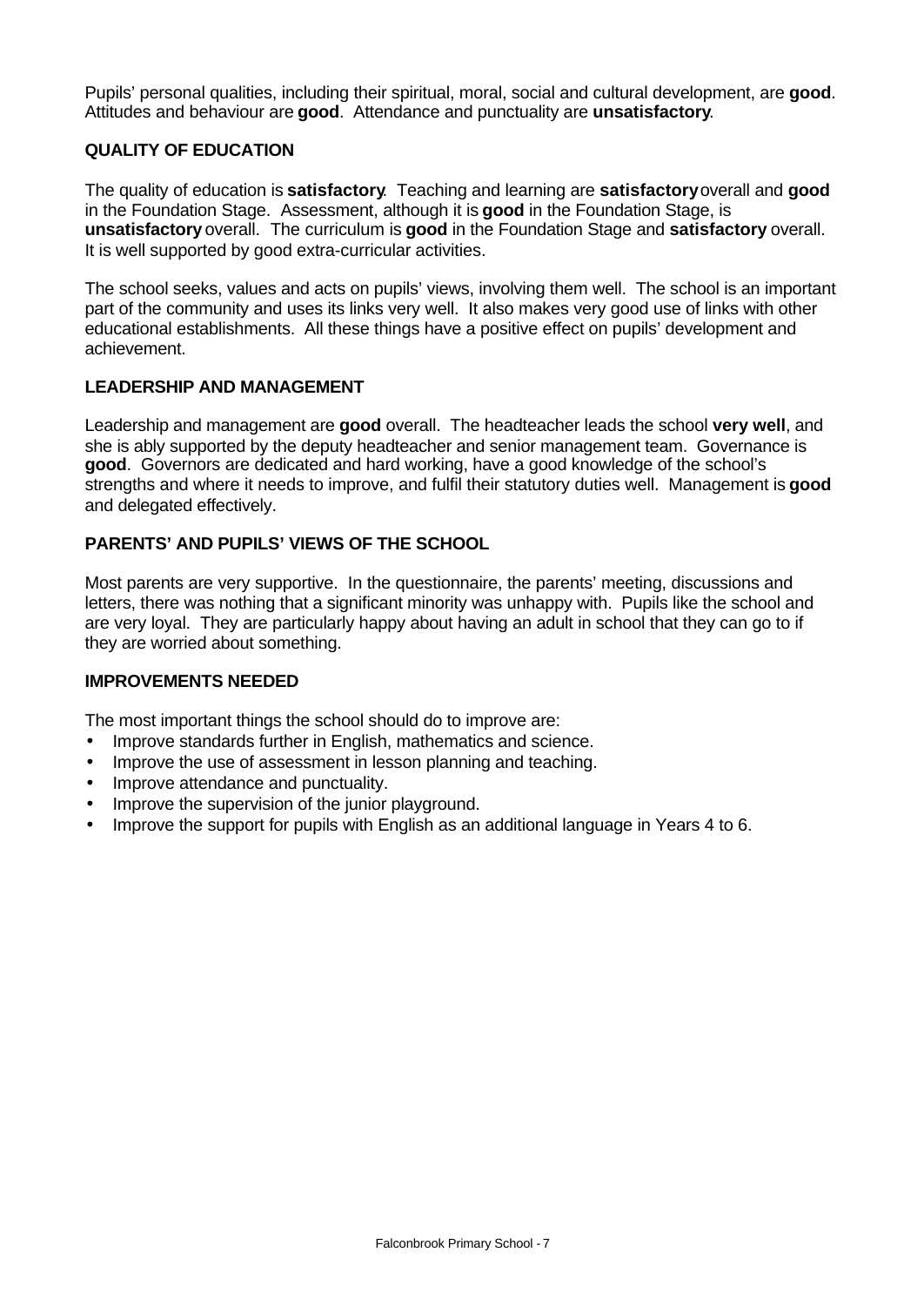Pupils' personal qualities, including their spiritual, moral, social and cultural development, are **good**. Attitudes and behaviour are **good**. Attendance and punctuality are **unsatisfactory**.

### QUALITY OF EDUCATION

The quality of education is **satisfactory**. Teaching and learning are **satisfactory** overall and **good** in the Foundation Stage. Assessment, although it is **good** in the Foundation Stage, is **unsatisfactory** overall. The curriculum is **good** in the Foundation Stage and **satisfactory** overall. It is well supported by good extra-curricular activities.

The school seeks, values and acts on pupils' views, involving them well. The school is an important part of the community and uses its links very well. It also makes very good use of links with other educational establishments. All these things have a positive effect on pupils' development and achievement.

### LEADERSHIP AND MANAGEMENT

Leadership and management are **good** overall. The headteacher leads the school **very well**, and she is ably supported by the deputy headteacher and senior management team. Governance is **good**. Governors are dedicated and hard working, have a good knowledge of the school's strengths and where it needs to improve, and fulfil their statutory duties well. Management is **good** and delegated effectively.

### PARENTS' AND PUPILS' VIEWS OF THE SCHOOL

Most parents are very supportive. In the questionnaire, the parents' meeting, discussions and letters, there was nothing that a significant minority was unhappy with. Pupils like the school and are very loyal. They are particularly happy about having an adult in school that they can go to if they are worried about something.

### IMPROVEMENTS NEEDED

The most important things the school should do to improve are:

- Improve standards further in English, mathematics and science.
- Improve the use of assessment in lesson planning and teaching.
- Improve attendance and punctuality.
- Improve the supervision of the junior playground.
- Improve the support for pupils with English as an additional language in Years 4 to 6.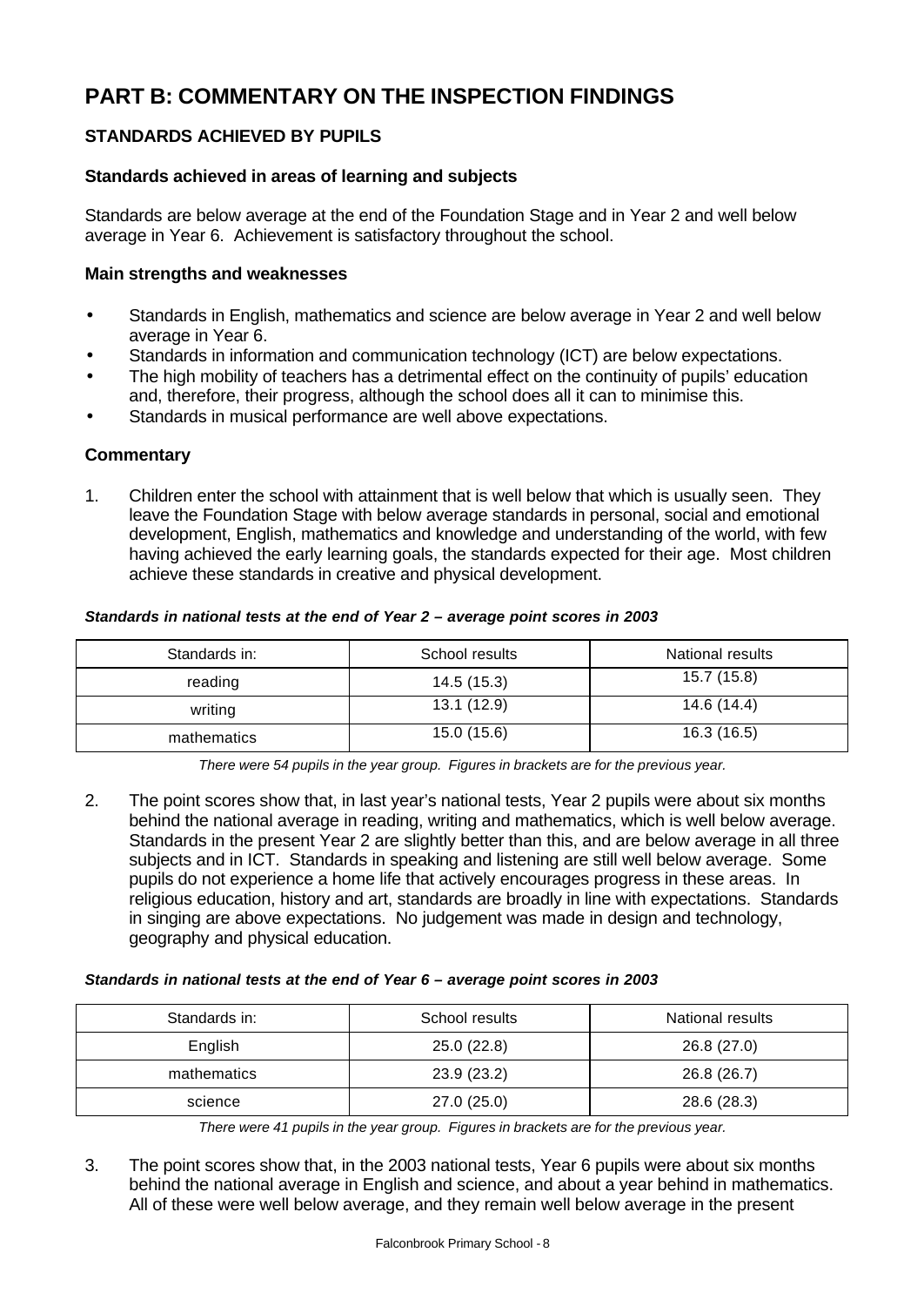# PART B: COMMENTARY ON THE INSPECTION FINDINGS

## STANDARDS ACHIEVED BY PUPILS

### Standards achieved in areas of learning and subjects

Standards are below average at the end of the Foundation Stage and in Year 2 and well below average in Year 6. Achievement is satisfactory throughout the school.

### Main strengths and weaknesses

- Standards in English, mathematics and science are below average in Year 2 and well below average in Year 6.
- Standards in information and communication technology (ICT) are below expectations.
- The high mobility of teachers has a detrimental effect on the continuity of pupils' education and, therefore, their progress, although the school does all it can to minimise this.
- Standards in musical performance are well above expectations.

### Commentary

1. Children enter the school with attainment that is well below that which is usually seen. They leave the Foundation Stage with below average standards in personal, social and emotional development, English, mathematics and knowledge and understanding of the world, with few having achieved the early learning goals, the standards expected for their age. Most children achieve these standards in creative and physical development.

***Standards in national tests at the end of Year 2 – average point scores in 2003***

| Standards in: | School results | National results |
|---|---|---|
| reading | 14.5 (15.3) | 15.7 (15.8) |
| writing | 13.1 (12.9) | 14.6 (14.4) |
| mathematics | 15.0 (15.6) | 16.3 (16.5) |

*There were 54 pupils in the year group. Figures in brackets are for the previous year.*

2. The point scores show that, in last year's national tests, Year 2 pupils were about six months behind the national average in reading, writing and mathematics, which is well below average. Standards in the present Year 2 are slightly better than this, and are below average in all three subjects and in ICT. Standards in speaking and listening are still well below average. Some pupils do not experience a home life that actively encourages progress in these areas. In religious education, history and art, standards are broadly in line with expectations. Standards in singing are above expectations. No judgement was made in design and technology, geography and physical education.

***Standards in national tests at the end of Year 6 – average point scores in 2003***

| Standards in: | School results | National results |
|---|---|---|
| English | 25.0 (22.8) | 26.8 (27.0) |
| mathematics | 23.9 (23.2) | 26.8 (26.7) |
| science | 27.0 (25.0) | 28.6 (28.3) |

*There were 41 pupils in the year group. Figures in brackets are for the previous year.*

3. The point scores show that, in the 2003 national tests, Year 6 pupils were about six months behind the national average in English and science, and about a year behind in mathematics. All of these were well below average, and they remain well below average in the present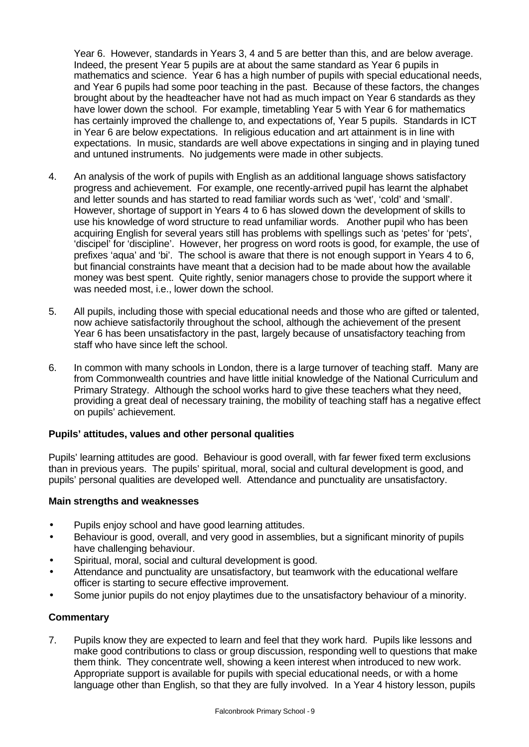Year 6. However, standards in Years 3, 4 and 5 are better than this, and are below average. Indeed, the present Year 5 pupils are at about the same standard as Year 6 pupils in mathematics and science. Year 6 has a high number of pupils with special educational needs, and Year 6 pupils had some poor teaching in the past. Because of these factors, the changes brought about by the headteacher have not had as much impact on Year 6 standards as they have lower down the school. For example, timetabling Year 5 with Year 6 for mathematics has certainly improved the challenge to, and expectations of, Year 5 pupils. Standards in ICT in Year 6 are below expectations. In religious education and art attainment is in line with expectations. In music, standards are well above expectations in singing and in playing tuned and untuned instruments. No judgements were made in other subjects.

4. An analysis of the work of pupils with English as an additional language shows satisfactory progress and achievement. For example, one recently-arrived pupil has learnt the alphabet and letter sounds and has started to read familiar words such as 'wet', 'cold' and 'small'. However, shortage of support in Years 4 to 6 has slowed down the development of skills to use his knowledge of word structure to read unfamiliar words. Another pupil who has been acquiring English for several years still has problems with spellings such as 'petes' for 'pets', 'discipel' for 'discipline'. However, her progress on word roots is good, for example, the use of prefixes 'aqua' and 'bi'. The school is aware that there is not enough support in Years 4 to 6, but financial constraints have meant that a decision had to be made about how the available money was best spent. Quite rightly, senior managers chose to provide the support where it was needed most, i.e., lower down the school.

5. All pupils, including those with special educational needs and those who are gifted or talented, now achieve satisfactorily throughout the school, although the achievement of the present Year 6 has been unsatisfactory in the past, largely because of unsatisfactory teaching from staff who have since left the school.

6. In common with many schools in London, there is a large turnover of teaching staff. Many are from Commonwealth countries and have little initial knowledge of the National Curriculum and Primary Strategy. Although the school works hard to give these teachers what they need, providing a great deal of necessary training, the mobility of teaching staff has a negative effect on pupils' achievement.

### Pupils' attitudes, values and other personal qualities

Pupils' learning attitudes are good. Behaviour is good overall, with far fewer fixed term exclusions than in previous years. The pupils' spiritual, moral, social and cultural development is good, and pupils' personal qualities are developed well. Attendance and punctuality are unsatisfactory.

#### Main strengths and weaknesses

- Pupils enjoy school and have good learning attitudes.
- Behaviour is good, overall, and very good in assemblies, but a significant minority of pupils have challenging behaviour.
- Spiritual, moral, social and cultural development is good.
- Attendance and punctuality are unsatisfactory, but teamwork with the educational welfare officer is starting to secure effective improvement.
- Some junior pupils do not enjoy playtimes due to the unsatisfactory behaviour of a minority.

#### Commentary

7. Pupils know they are expected to learn and feel that they work hard. Pupils like lessons and make good contributions to class or group discussion, responding well to questions that make them think. They concentrate well, showing a keen interest when introduced to new work. Appropriate support is available for pupils with special educational needs, or with a home language other than English, so that they are fully involved. In a Year 4 history lesson, pupils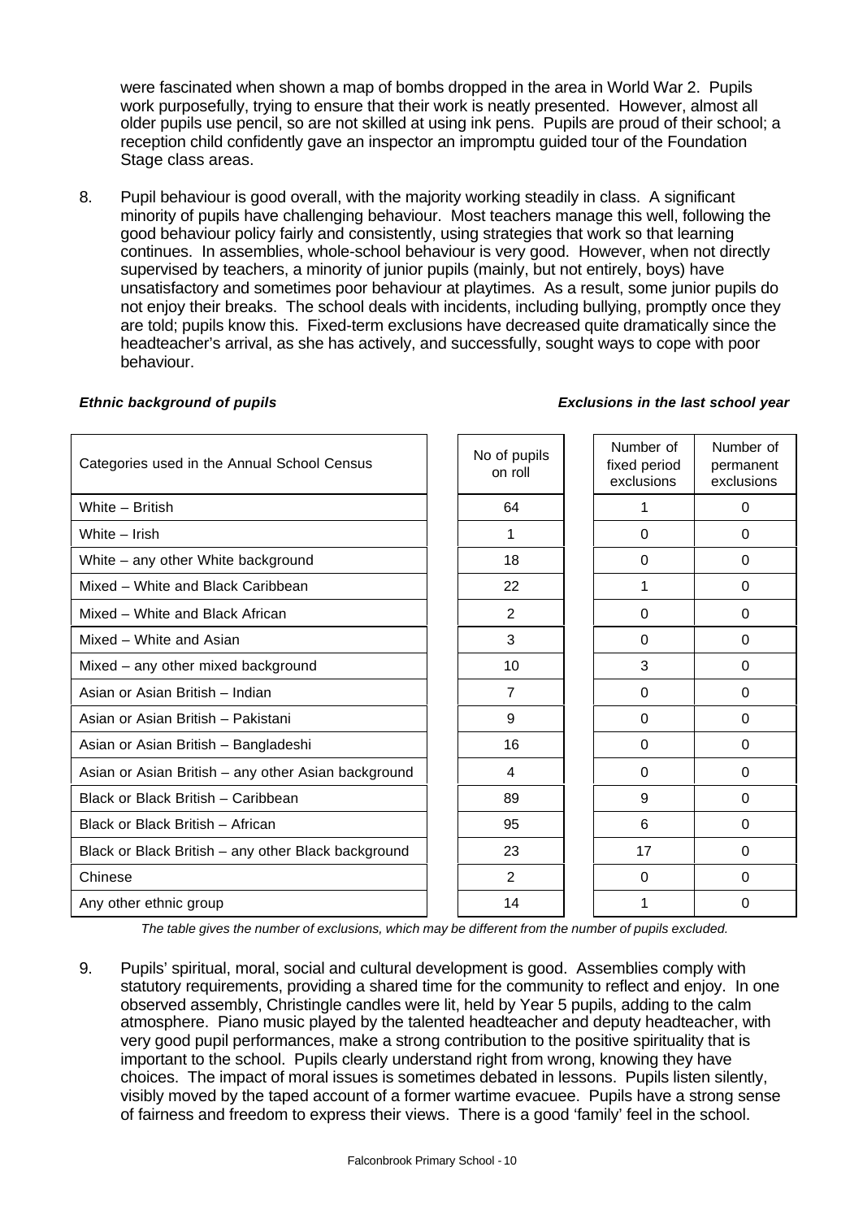were fascinated when shown a map of bombs dropped in the area in World War 2. Pupils work purposefully, trying to ensure that their work is neatly presented. However, almost all older pupils use pencil, so are not skilled at using ink pens. Pupils are proud of their school; a reception child confidently gave an inspector an impromptu guided tour of the Foundation Stage class areas.

8. Pupil behaviour is good overall, with the majority working steadily in class. A significant minority of pupils have challenging behaviour. Most teachers manage this well, following the good behaviour policy fairly and consistently, using strategies that work so that learning continues. In assemblies, whole-school behaviour is very good. However, when not directly supervised by teachers, a minority of junior pupils (mainly, but not entirely, boys) have unsatisfactory and sometimes poor behaviour at playtimes. As a result, some junior pupils do not enjoy their breaks. The school deals with incidents, including bullying, promptly once they are told; pupils know this. Fixed-term exclusions have decreased quite dramatically since the headteacher's arrival, as she has actively, and successfully, sought ways to cope with poor behaviour.

***Ethnic background of pupils*** ***Exclusions in the last school year***

| Categories used in the Annual School Census | No of pupils on roll | Number of fixed period exclusions | Number of permanent exclusions |
|---|---|---|---|
| White – British | 64 | 1 | 0 |
| White – Irish | 1 | 0 | 0 |
| White – any other White background | 18 | 0 | 0 |
| Mixed – White and Black Caribbean | 22 | 1 | 0 |
| Mixed – White and Black African | 2 | 0 | 0 |
| Mixed – White and Asian | 3 | 0 | 0 |
| Mixed – any other mixed background | 10 | 3 | 0 |
| Asian or Asian British – Indian | 7 | 0 | 0 |
| Asian or Asian British – Pakistani | 9 | 0 | 0 |
| Asian or Asian British – Bangladeshi | 16 | 0 | 0 |
| Asian or Asian British – any other Asian background | 4 | 0 | 0 |
| Black or Black British – Caribbean | 89 | 9 | 0 |
| Black or Black British – African | 95 | 6 | 0 |
| Black or Black British – any other Black background | 23 | 17 | 0 |
| Chinese | 2 | 0 | 0 |
| Any other ethnic group | 14 | 1 | 0 |

*The table gives the number of exclusions, which may be different from the number of pupils excluded.*

9. Pupils' spiritual, moral, social and cultural development is good. Assemblies comply with statutory requirements, providing a shared time for the community to reflect and enjoy. In one observed assembly, Christingle candles were lit, held by Year 5 pupils, adding to the calm atmosphere. Piano music played by the talented headteacher and deputy headteacher, with very good pupil performances, make a strong contribution to the positive spirituality that is important to the school. Pupils clearly understand right from wrong, knowing they have choices. The impact of moral issues is sometimes debated in lessons. Pupils listen silently, visibly moved by the taped account of a former wartime evacuee. Pupils have a strong sense of fairness and freedom to express their views. There is a good 'family' feel in the school.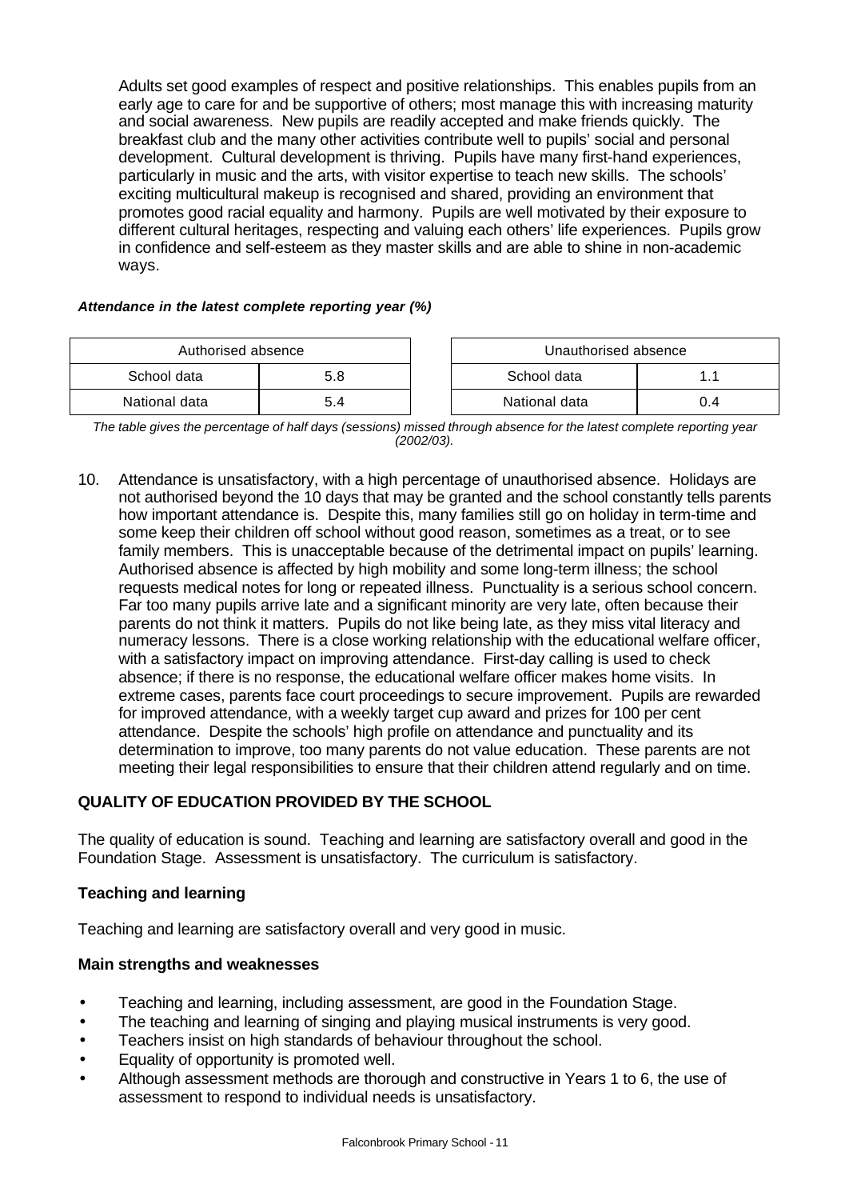Adults set good examples of respect and positive relationships. This enables pupils from an early age to care for and be supportive of others; most manage this with increasing maturity and social awareness. New pupils are readily accepted and make friends quickly. The breakfast club and the many other activities contribute well to pupils' social and personal development. Cultural development is thriving. Pupils have many first-hand experiences, particularly in music and the arts, with visitor expertise to teach new skills. The schools' exciting multicultural makeup is recognised and shared, providing an environment that promotes good racial equality and harmony. Pupils are well motivated by their exposure to different cultural heritages, respecting and valuing each others' life experiences. Pupils grow in confidence and self-esteem as they master skills and are able to shine in non-academic ways.

***Attendance in the latest complete reporting year (%)***

| Authorised absence | |
|---|---|
| School data | 5.8 |
| National data | 5.4 |

| Unauthorised absence | |
|---|---|
| School data | 1.1 |
| National data | 0.4 |

*The table gives the percentage of half days (sessions) missed through absence for the latest complete reporting year (2002/03).*

10. Attendance is unsatisfactory, with a high percentage of unauthorised absence. Holidays are not authorised beyond the 10 days that may be granted and the school constantly tells parents how important attendance is. Despite this, many families still go on holiday in term-time and some keep their children off school without good reason, sometimes as a treat, or to see family members. This is unacceptable because of the detrimental impact on pupils' learning. Authorised absence is affected by high mobility and some long-term illness; the school requests medical notes for long or repeated illness. Punctuality is a serious school concern. Far too many pupils arrive late and a significant minority are very late, often because their parents do not think it matters. Pupils do not like being late, as they miss vital literacy and numeracy lessons. There is a close working relationship with the educational welfare officer, with a satisfactory impact on improving attendance. First-day calling is used to check absence; if there is no response, the educational welfare officer makes home visits. In extreme cases, parents face court proceedings to secure improvement. Pupils are rewarded for improved attendance, with a weekly target cup award and prizes for 100 per cent attendance. Despite the schools' high profile on attendance and punctuality and its determination to improve, too many parents do not value education. These parents are not meeting their legal responsibilities to ensure that their children attend regularly and on time.

## QUALITY OF EDUCATION PROVIDED BY THE SCHOOL

The quality of education is sound. Teaching and learning are satisfactory overall and good in the Foundation Stage. Assessment is unsatisfactory. The curriculum is satisfactory.

### Teaching and learning

Teaching and learning are satisfactory overall and very good in music.

### Main strengths and weaknesses

- Teaching and learning, including assessment, are good in the Foundation Stage.
- The teaching and learning of singing and playing musical instruments is very good.
- Teachers insist on high standards of behaviour throughout the school.
- Equality of opportunity is promoted well.
- Although assessment methods are thorough and constructive in Years 1 to 6, the use of assessment to respond to individual needs is unsatisfactory.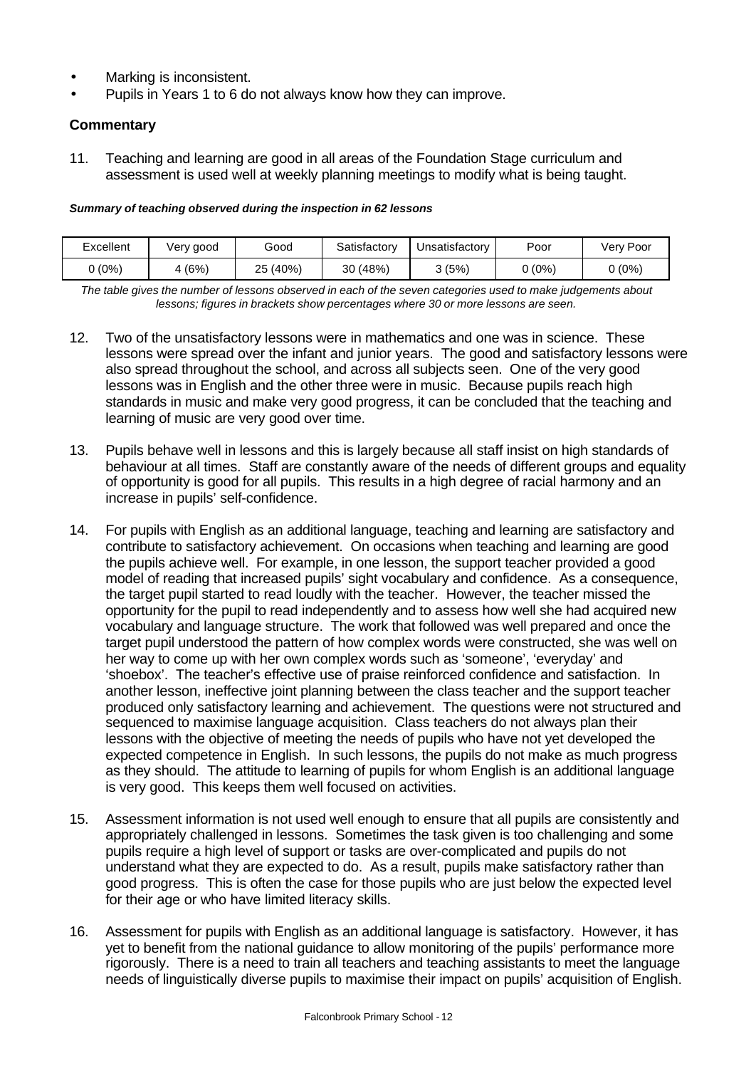- Marking is inconsistent.
- Pupils in Years 1 to 6 do not always know how they can improve.

### Commentary

11. Teaching and learning are good in all areas of the Foundation Stage curriculum and assessment is used well at weekly planning meetings to modify what is being taught.

***Summary of teaching observed during the inspection in 62 lessons***

| Excellent | Very good | Good | Satisfactory | Unsatisfactory | Poor | Very Poor |
|---|---|---|---|---|---|---|
| 0 (0%) | 4 (6%) | 25 (40%) | 30 (48%) | 3 (5%) | 0 (0%) | 0 (0%) |

*The table gives the number of lessons observed in each of the seven categories used to make judgements about lessons; figures in brackets show percentages where 30 or more lessons are seen.*

12. Two of the unsatisfactory lessons were in mathematics and one was in science. These lessons were spread over the infant and junior years. The good and satisfactory lessons were also spread throughout the school, and across all subjects seen. One of the very good lessons was in English and the other three were in music. Because pupils reach high standards in music and make very good progress, it can be concluded that the teaching and learning of music are very good over time.

13. Pupils behave well in lessons and this is largely because all staff insist on high standards of behaviour at all times. Staff are constantly aware of the needs of different groups and equality of opportunity is good for all pupils. This results in a high degree of racial harmony and an increase in pupils' self-confidence.

14. For pupils with English as an additional language, teaching and learning are satisfactory and contribute to satisfactory achievement. On occasions when teaching and learning are good the pupils achieve well. For example, in one lesson, the support teacher provided a good model of reading that increased pupils' sight vocabulary and confidence. As a consequence, the target pupil started to read loudly with the teacher. However, the teacher missed the opportunity for the pupil to read independently and to assess how well she had acquired new vocabulary and language structure. The work that followed was well prepared and once the target pupil understood the pattern of how complex words were constructed, she was well on her way to come up with her own complex words such as 'someone', 'everyday' and 'shoebox'. The teacher's effective use of praise reinforced confidence and satisfaction. In another lesson, ineffective joint planning between the class teacher and the support teacher produced only satisfactory learning and achievement. The questions were not structured and sequenced to maximise language acquisition. Class teachers do not always plan their lessons with the objective of meeting the needs of pupils who have not yet developed the expected competence in English. In such lessons, the pupils do not make as much progress as they should. The attitude to learning of pupils for whom English is an additional language is very good. This keeps them well focused on activities.

15. Assessment information is not used well enough to ensure that all pupils are consistently and appropriately challenged in lessons. Sometimes the task given is too challenging and some pupils require a high level of support or tasks are over-complicated and pupils do not understand what they are expected to do. As a result, pupils make satisfactory rather than good progress. This is often the case for those pupils who are just below the expected level for their age or who have limited literacy skills.

16. Assessment for pupils with English as an additional language is satisfactory. However, it has yet to benefit from the national guidance to allow monitoring of the pupils' performance more rigorously. There is a need to train all teachers and teaching assistants to meet the language needs of linguistically diverse pupils to maximise their impact on pupils' acquisition of English.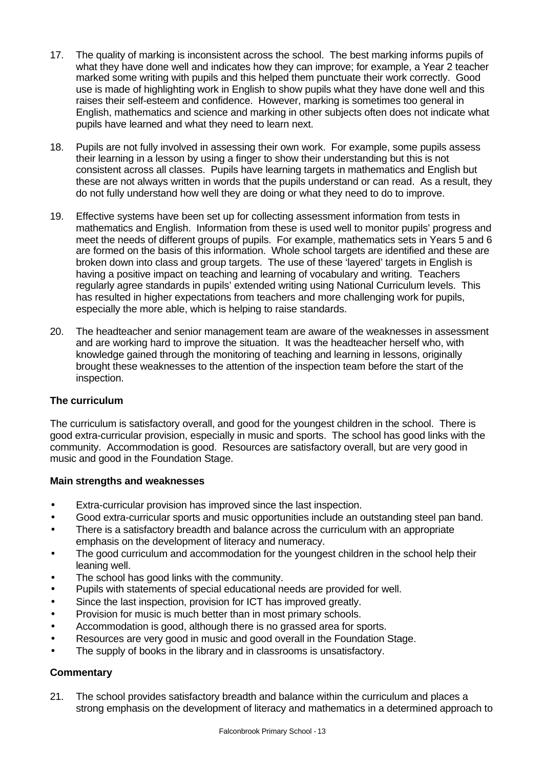17. The quality of marking is inconsistent across the school. The best marking informs pupils of what they have done well and indicates how they can improve; for example, a Year 2 teacher marked some writing with pupils and this helped them punctuate their work correctly. Good use is made of highlighting work in English to show pupils what they have done well and this raises their self-esteem and confidence. However, marking is sometimes too general in English, mathematics and science and marking in other subjects often does not indicate what pupils have learned and what they need to learn next.

18. Pupils are not fully involved in assessing their own work. For example, some pupils assess their learning in a lesson by using a finger to show their understanding but this is not consistent across all classes. Pupils have learning targets in mathematics and English but these are not always written in words that the pupils understand or can read. As a result, they do not fully understand how well they are doing or what they need to do to improve.

19. Effective systems have been set up for collecting assessment information from tests in mathematics and English. Information from these is used well to monitor pupils' progress and meet the needs of different groups of pupils. For example, mathematics sets in Years 5 and 6 are formed on the basis of this information. Whole school targets are identified and these are broken down into class and group targets. The use of these 'layered' targets in English is having a positive impact on teaching and learning of vocabulary and writing. Teachers regularly agree standards in pupils' extended writing using National Curriculum levels. This has resulted in higher expectations from teachers and more challenging work for pupils, especially the more able, which is helping to raise standards.

20. The headteacher and senior management team are aware of the weaknesses in assessment and are working hard to improve the situation. It was the headteacher herself who, with knowledge gained through the monitoring of teaching and learning in lessons, originally brought these weaknesses to the attention of the inspection team before the start of the inspection.

### The curriculum

The curriculum is satisfactory overall, and good for the youngest children in the school. There is good extra-curricular provision, especially in music and sports. The school has good links with the community. Accommodation is good. Resources are satisfactory overall, but are very good in music and good in the Foundation Stage.

#### Main strengths and weaknesses

- Extra-curricular provision has improved since the last inspection.
- Good extra-curricular sports and music opportunities include an outstanding steel pan band.
- There is a satisfactory breadth and balance across the curriculum with an appropriate emphasis on the development of literacy and numeracy.
- The good curriculum and accommodation for the youngest children in the school help their leaning well.
- The school has good links with the community.
- Pupils with statements of special educational needs are provided for well.
- Since the last inspection, provision for ICT has improved greatly.
- Provision for music is much better than in most primary schools.
- Accommodation is good, although there is no grassed area for sports.
- Resources are very good in music and good overall in the Foundation Stage.
- The supply of books in the library and in classrooms is unsatisfactory.

#### Commentary

21. The school provides satisfactory breadth and balance within the curriculum and places a strong emphasis on the development of literacy and mathematics in a determined approach to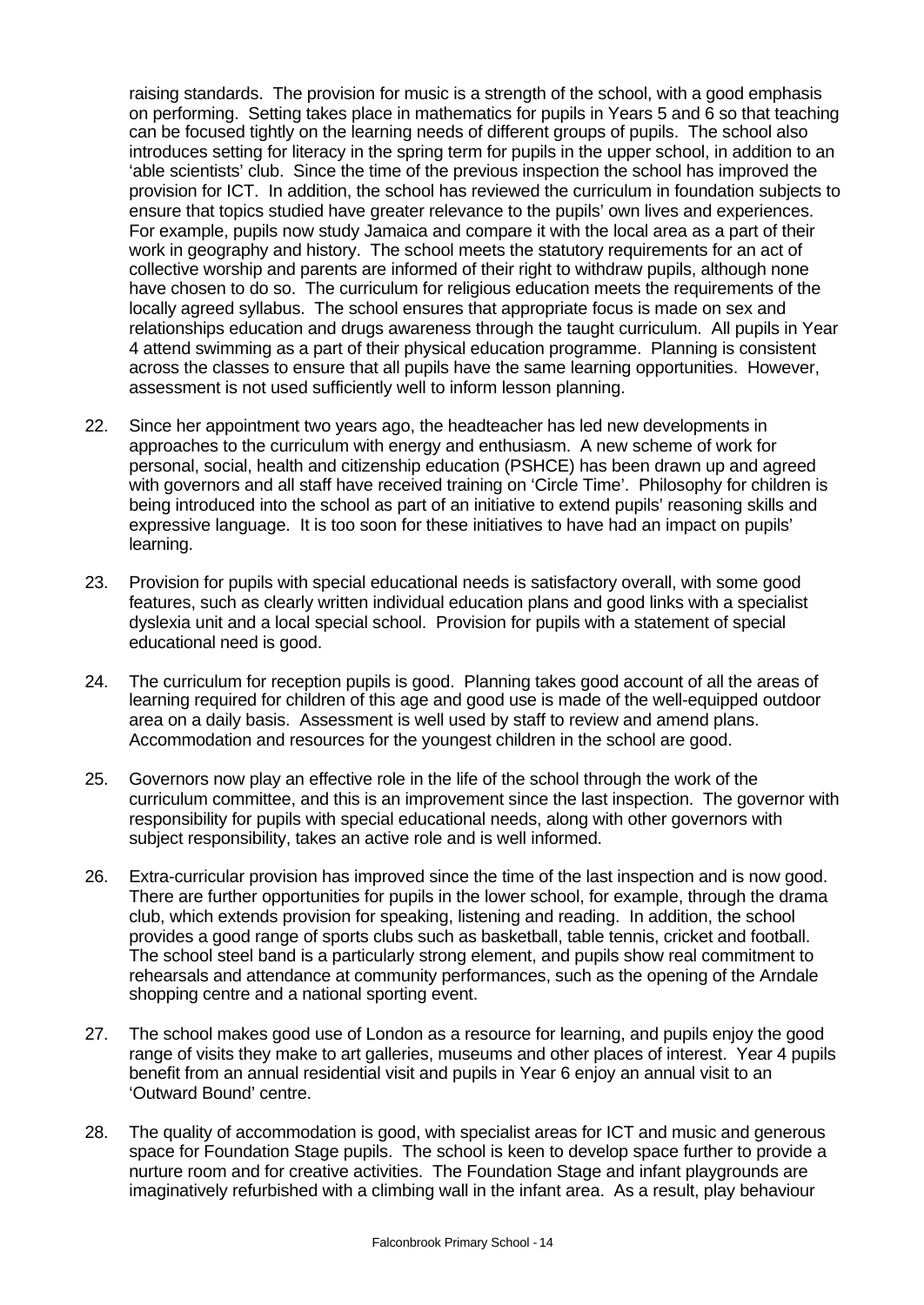raising standards. The provision for music is a strength of the school, with a good emphasis on performing. Setting takes place in mathematics for pupils in Years 5 and 6 so that teaching can be focused tightly on the learning needs of different groups of pupils. The school also introduces setting for literacy in the spring term for pupils in the upper school, in addition to an 'able scientists' club. Since the time of the previous inspection the school has improved the provision for ICT. In addition, the school has reviewed the curriculum in foundation subjects to ensure that topics studied have greater relevance to the pupils' own lives and experiences. For example, pupils now study Jamaica and compare it with the local area as a part of their work in geography and history. The school meets the statutory requirements for an act of collective worship and parents are informed of their right to withdraw pupils, although none have chosen to do so. The curriculum for religious education meets the requirements of the locally agreed syllabus. The school ensures that appropriate focus is made on sex and relationships education and drugs awareness through the taught curriculum. All pupils in Year 4 attend swimming as a part of their physical education programme. Planning is consistent across the classes to ensure that all pupils have the same learning opportunities. However, assessment is not used sufficiently well to inform lesson planning.

22. Since her appointment two years ago, the headteacher has led new developments in approaches to the curriculum with energy and enthusiasm. A new scheme of work for personal, social, health and citizenship education (PSHCE) has been drawn up and agreed with governors and all staff have received training on 'Circle Time'. Philosophy for children is being introduced into the school as part of an initiative to extend pupils' reasoning skills and expressive language. It is too soon for these initiatives to have had an impact on pupils' learning.

23. Provision for pupils with special educational needs is satisfactory overall, with some good features, such as clearly written individual education plans and good links with a specialist dyslexia unit and a local special school. Provision for pupils with a statement of special educational need is good.

24. The curriculum for reception pupils is good. Planning takes good account of all the areas of learning required for children of this age and good use is made of the well-equipped outdoor area on a daily basis. Assessment is well used by staff to review and amend plans. Accommodation and resources for the youngest children in the school are good.

25. Governors now play an effective role in the life of the school through the work of the curriculum committee, and this is an improvement since the last inspection. The governor with responsibility for pupils with special educational needs, along with other governors with subject responsibility, takes an active role and is well informed.

26. Extra-curricular provision has improved since the time of the last inspection and is now good. There are further opportunities for pupils in the lower school, for example, through the drama club, which extends provision for speaking, listening and reading. In addition, the school provides a good range of sports clubs such as basketball, table tennis, cricket and football. The school steel band is a particularly strong element, and pupils show real commitment to rehearsals and attendance at community performances, such as the opening of the Arndale shopping centre and a national sporting event.

27. The school makes good use of London as a resource for learning, and pupils enjoy the good range of visits they make to art galleries, museums and other places of interest. Year 4 pupils benefit from an annual residential visit and pupils in Year 6 enjoy an annual visit to an 'Outward Bound' centre.

28. The quality of accommodation is good, with specialist areas for ICT and music and generous space for Foundation Stage pupils. The school is keen to develop space further to provide a nurture room and for creative activities. The Foundation Stage and infant playgrounds are imaginatively refurbished with a climbing wall in the infant area. As a result, play behaviour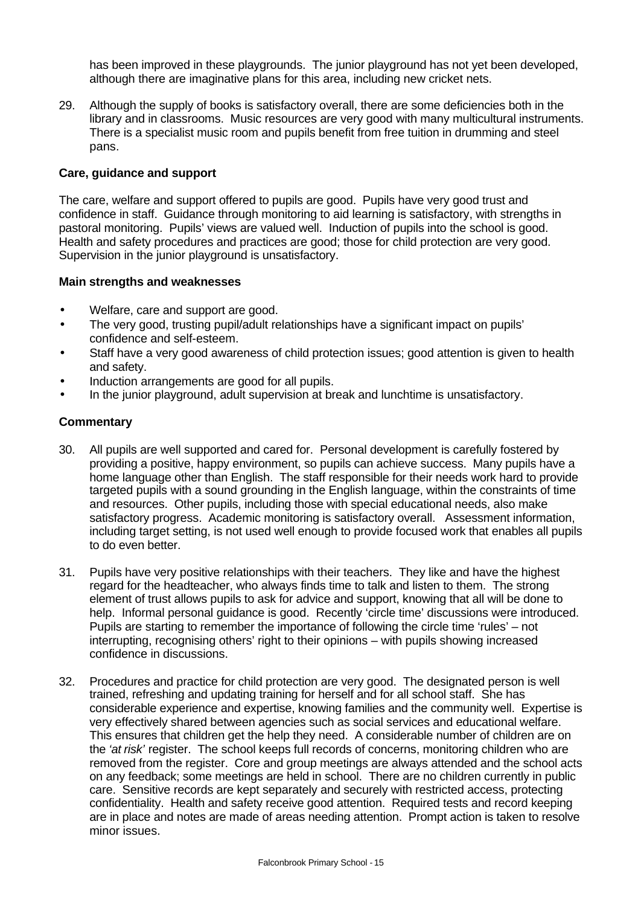has been improved in these playgrounds. The junior playground has not yet been developed, although there are imaginative plans for this area, including new cricket nets.

29. Although the supply of books is satisfactory overall, there are some deficiencies both in the library and in classrooms. Music resources are very good with many multicultural instruments. There is a specialist music room and pupils benefit from free tuition in drumming and steel pans.

**Care, guidance and support**

The care, welfare and support offered to pupils are good. Pupils have very good trust and confidence in staff. Guidance through monitoring to aid learning is satisfactory, with strengths in pastoral monitoring. Pupils' views are valued well. Induction of pupils into the school is good. Health and safety procedures and practices are good; those for child protection are very good. Supervision in the junior playground is unsatisfactory.

**Main strengths and weaknesses**

- Welfare, care and support are good.
- The very good, trusting pupil/adult relationships have a significant impact on pupils' confidence and self-esteem.
- Staff have a very good awareness of child protection issues; good attention is given to health and safety.
- Induction arrangements are good for all pupils.
- In the junior playground, adult supervision at break and lunchtime is unsatisfactory.

**Commentary**

30. All pupils are well supported and cared for. Personal development is carefully fostered by providing a positive, happy environment, so pupils can achieve success. Many pupils have a home language other than English. The staff responsible for their needs work hard to provide targeted pupils with a sound grounding in the English language, within the constraints of time and resources. Other pupils, including those with special educational needs, also make satisfactory progress. Academic monitoring is satisfactory overall. Assessment information, including target setting, is not used well enough to provide focused work that enables all pupils to do even better.

31. Pupils have very positive relationships with their teachers. They like and have the highest regard for the headteacher, who always finds time to talk and listen to them. The strong element of trust allows pupils to ask for advice and support, knowing that all will be done to help. Informal personal guidance is good. Recently 'circle time' discussions were introduced. Pupils are starting to remember the importance of following the circle time 'rules' – not interrupting, recognising others' right to their opinions – with pupils showing increased confidence in discussions.

32. Procedures and practice for child protection are very good. The designated person is well trained, refreshing and updating training for herself and for all school staff. She has considerable experience and expertise, knowing families and the community well. Expertise is very effectively shared between agencies such as social services and educational welfare. This ensures that children get the help they need. A considerable number of children are on the *'at risk'* register. The school keeps full records of concerns, monitoring children who are removed from the register. Core and group meetings are always attended and the school acts on any feedback; some meetings are held in school. There are no children currently in public care. Sensitive records are kept separately and securely with restricted access, protecting confidentiality. Health and safety receive good attention. Required tests and record keeping are in place and notes are made of areas needing attention. Prompt action is taken to resolve minor issues.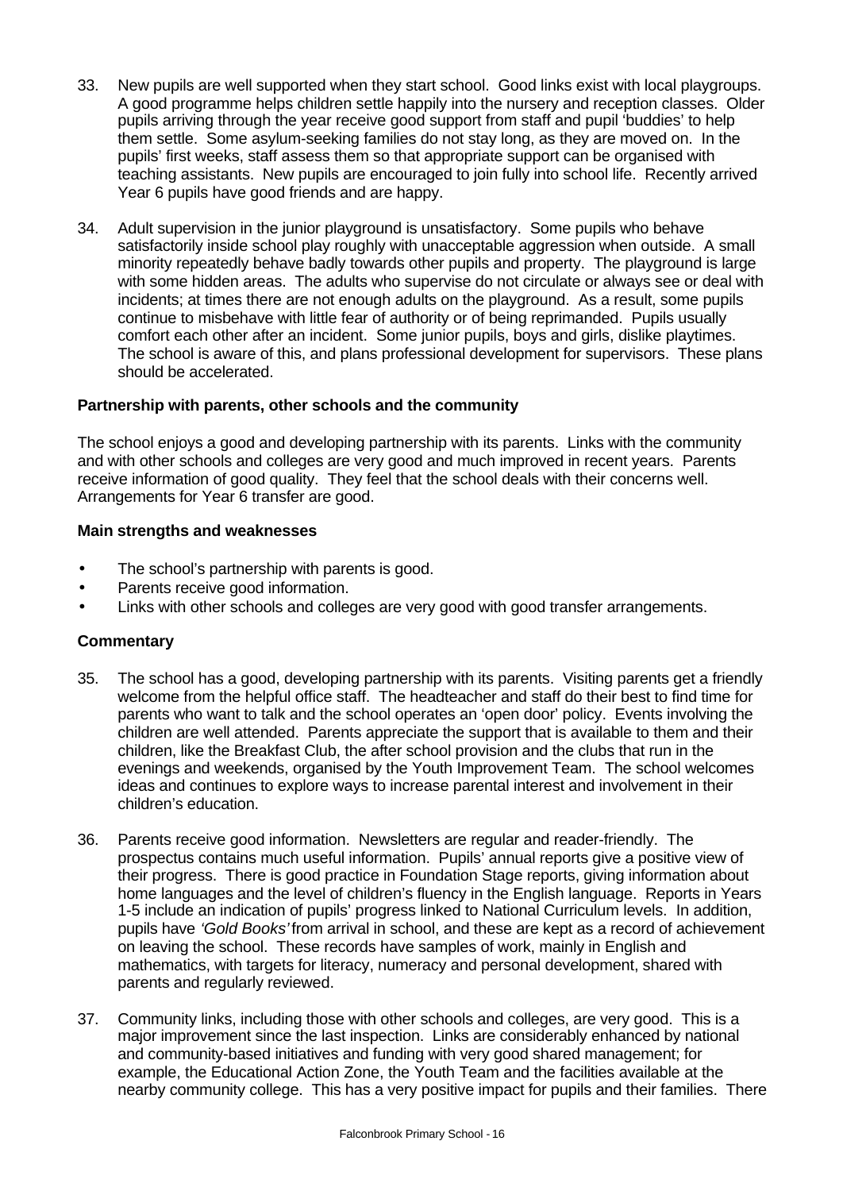33. New pupils are well supported when they start school. Good links exist with local playgroups. A good programme helps children settle happily into the nursery and reception classes. Older pupils arriving through the year receive good support from staff and pupil 'buddies' to help them settle. Some asylum-seeking families do not stay long, as they are moved on. In the pupils' first weeks, staff assess them so that appropriate support can be organised with teaching assistants. New pupils are encouraged to join fully into school life. Recently arrived Year 6 pupils have good friends and are happy.

34. Adult supervision in the junior playground is unsatisfactory. Some pupils who behave satisfactorily inside school play roughly with unacceptable aggression when outside. A small minority repeatedly behave badly towards other pupils and property. The playground is large with some hidden areas. The adults who supervise do not circulate or always see or deal with incidents; at times there are not enough adults on the playground. As a result, some pupils continue to misbehave with little fear of authority or of being reprimanded. Pupils usually comfort each other after an incident. Some junior pupils, boys and girls, dislike playtimes. The school is aware of this, and plans professional development for supervisors. These plans should be accelerated.

**Partnership with parents, other schools and the community**

The school enjoys a good and developing partnership with its parents. Links with the community and with other schools and colleges are very good and much improved in recent years. Parents receive information of good quality. They feel that the school deals with their concerns well. Arrangements for Year 6 transfer are good.

**Main strengths and weaknesses**

- The school's partnership with parents is good.
- Parents receive good information.
- Links with other schools and colleges are very good with good transfer arrangements.

**Commentary**

35. The school has a good, developing partnership with its parents. Visiting parents get a friendly welcome from the helpful office staff. The headteacher and staff do their best to find time for parents who want to talk and the school operates an 'open door' policy. Events involving the children are well attended. Parents appreciate the support that is available to them and their children, like the Breakfast Club, the after school provision and the clubs that run in the evenings and weekends, organised by the Youth Improvement Team. The school welcomes ideas and continues to explore ways to increase parental interest and involvement in their children's education.

36. Parents receive good information. Newsletters are regular and reader-friendly. The prospectus contains much useful information. Pupils' annual reports give a positive view of their progress. There is good practice in Foundation Stage reports, giving information about home languages and the level of children's fluency in the English language. Reports in Years 1-5 include an indication of pupils' progress linked to National Curriculum levels. In addition, pupils have *'Gold Books'* from arrival in school, and these are kept as a record of achievement on leaving the school. These records have samples of work, mainly in English and mathematics, with targets for literacy, numeracy and personal development, shared with parents and regularly reviewed.

37. Community links, including those with other schools and colleges, are very good. This is a major improvement since the last inspection. Links are considerably enhanced by national and community-based initiatives and funding with very good shared management; for example, the Educational Action Zone, the Youth Team and the facilities available at the nearby community college. This has a very positive impact for pupils and their families. There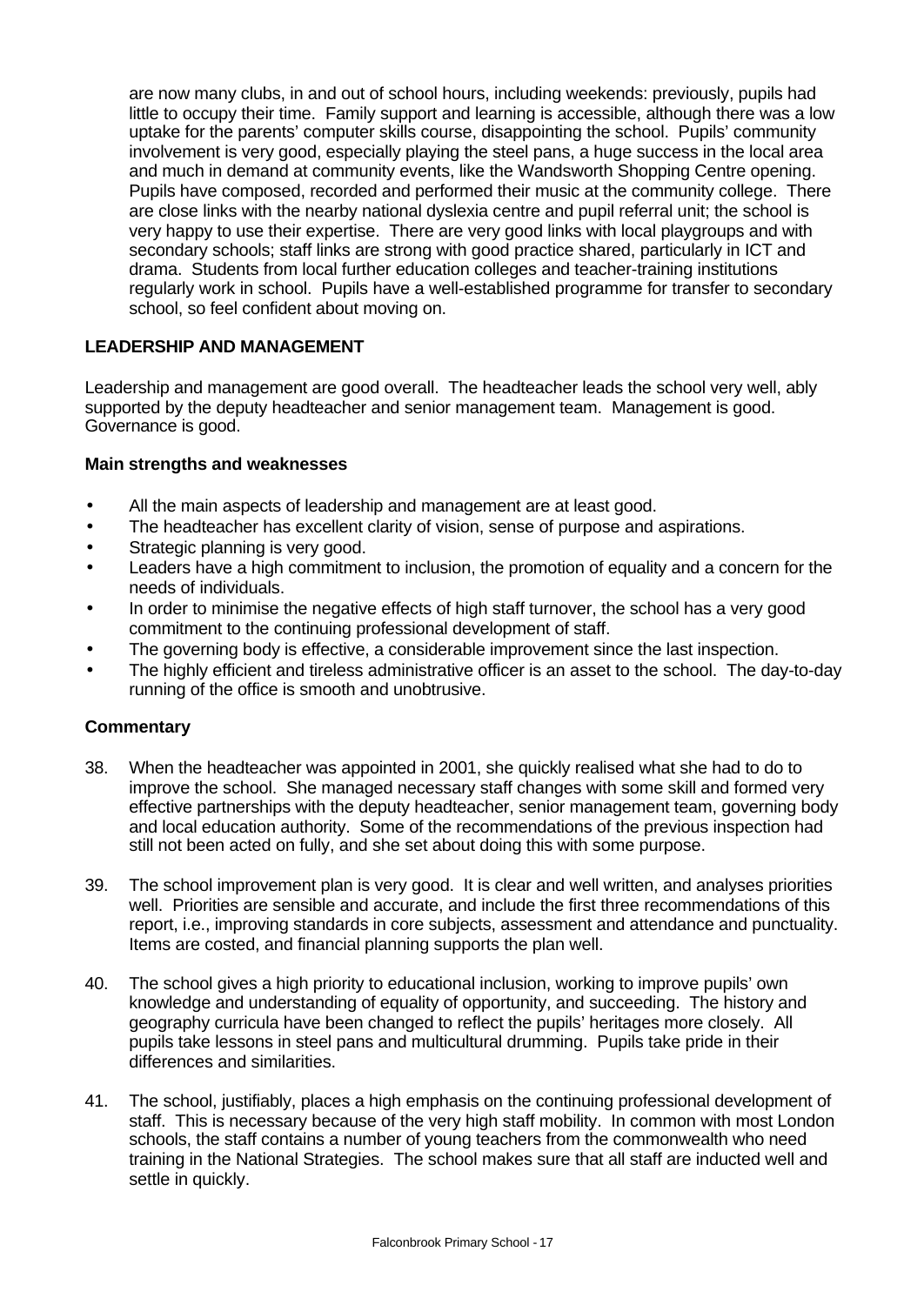are now many clubs, in and out of school hours, including weekends: previously, pupils had little to occupy their time. Family support and learning is accessible, although there was a low uptake for the parents' computer skills course, disappointing the school. Pupils' community involvement is very good, especially playing the steel pans, a huge success in the local area and much in demand at community events, like the Wandsworth Shopping Centre opening. Pupils have composed, recorded and performed their music at the community college. There are close links with the nearby national dyslexia centre and pupil referral unit; the school is very happy to use their expertise. There are very good links with local playgroups and with secondary schools; staff links are strong with good practice shared, particularly in ICT and drama. Students from local further education colleges and teacher-training institutions regularly work in school. Pupils have a well-established programme for transfer to secondary school, so feel confident about moving on.

## LEADERSHIP AND MANAGEMENT

Leadership and management are good overall. The headteacher leads the school very well, ably supported by the deputy headteacher and senior management team. Management is good. Governance is good.

### Main strengths and weaknesses

- All the main aspects of leadership and management are at least good.
- The headteacher has excellent clarity of vision, sense of purpose and aspirations.
- Strategic planning is very good.
- Leaders have a high commitment to inclusion, the promotion of equality and a concern for the needs of individuals.
- In order to minimise the negative effects of high staff turnover, the school has a very good commitment to the continuing professional development of staff.
- The governing body is effective, a considerable improvement since the last inspection.
- The highly efficient and tireless administrative officer is an asset to the school. The day-to-day running of the office is smooth and unobtrusive.

### Commentary

38. When the headteacher was appointed in 2001, she quickly realised what she had to do to improve the school. She managed necessary staff changes with some skill and formed very effective partnerships with the deputy headteacher, senior management team, governing body and local education authority. Some of the recommendations of the previous inspection had still not been acted on fully, and she set about doing this with some purpose.

39. The school improvement plan is very good. It is clear and well written, and analyses priorities well. Priorities are sensible and accurate, and include the first three recommendations of this report, i.e., improving standards in core subjects, assessment and attendance and punctuality. Items are costed, and financial planning supports the plan well.

40. The school gives a high priority to educational inclusion, working to improve pupils' own knowledge and understanding of equality of opportunity, and succeeding. The history and geography curricula have been changed to reflect the pupils' heritages more closely. All pupils take lessons in steel pans and multicultural drumming. Pupils take pride in their differences and similarities.

41. The school, justifiably, places a high emphasis on the continuing professional development of staff. This is necessary because of the very high staff mobility. In common with most London schools, the staff contains a number of young teachers from the commonwealth who need training in the National Strategies. The school makes sure that all staff are inducted well and settle in quickly.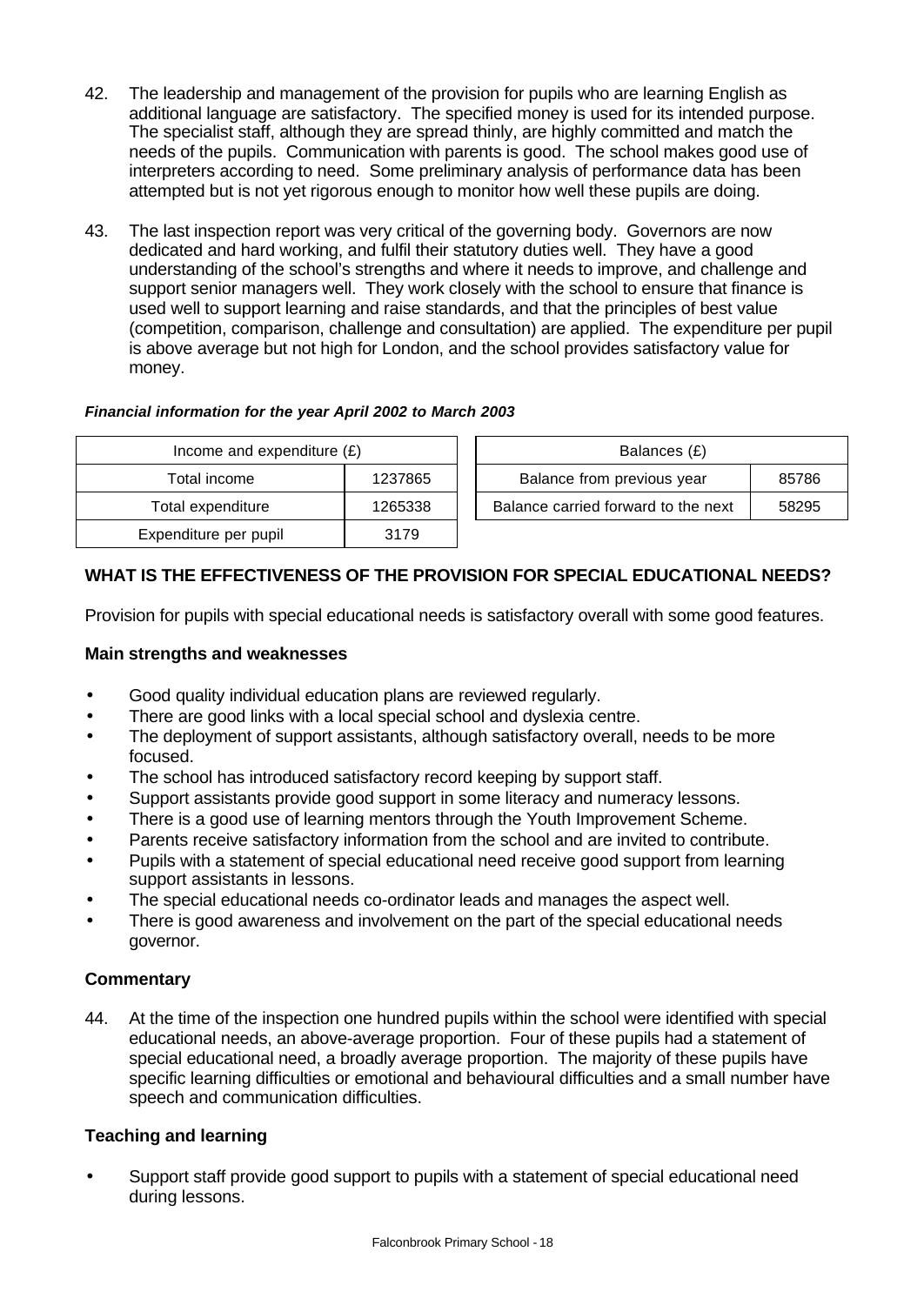42. The leadership and management of the provision for pupils who are learning English as additional language are satisfactory. The specified money is used for its intended purpose. The specialist staff, although they are spread thinly, are highly committed and match the needs of the pupils. Communication with parents is good. The school makes good use of interpreters according to need. Some preliminary analysis of performance data has been attempted but is not yet rigorous enough to monitor how well these pupils are doing.

43. The last inspection report was very critical of the governing body. Governors are now dedicated and hard working, and fulfil their statutory duties well. They have a good understanding of the school's strengths and where it needs to improve, and challenge and support senior managers well. They work closely with the school to ensure that finance is used well to support learning and raise standards, and that the principles of best value (competition, comparison, challenge and consultation) are applied. The expenditure per pupil is above average but not high for London, and the school provides satisfactory value for money.

***Financial information for the year April 2002 to March 2003***

| Income and expenditure (£) | |
|---|---|
| Total income | 1237865 |
| Total expenditure | 1265338 |
| Expenditure per pupil | 3179 |

| Balances (£) | |
|---|---|
| Balance from previous year | 85786 |
| Balance carried forward to the next | 58295 |

## WHAT IS THE EFFECTIVENESS OF THE PROVISION FOR SPECIAL EDUCATIONAL NEEDS?

Provision for pupils with special educational needs is satisfactory overall with some good features.

### Main strengths and weaknesses

- Good quality individual education plans are reviewed regularly.
- There are good links with a local special school and dyslexia centre.
- The deployment of support assistants, although satisfactory overall, needs to be more focused.
- The school has introduced satisfactory record keeping by support staff.
- Support assistants provide good support in some literacy and numeracy lessons.
- There is a good use of learning mentors through the Youth Improvement Scheme.
- Parents receive satisfactory information from the school and are invited to contribute.
- Pupils with a statement of special educational need receive good support from learning support assistants in lessons.
- The special educational needs co-ordinator leads and manages the aspect well.
- There is good awareness and involvement on the part of the special educational needs governor.

### Commentary

44. At the time of the inspection one hundred pupils within the school were identified with special educational needs, an above-average proportion. Four of these pupils had a statement of special educational need, a broadly average proportion. The majority of these pupils have specific learning difficulties or emotional and behavioural difficulties and a small number have speech and communication difficulties.

### Teaching and learning

- Support staff provide good support to pupils with a statement of special educational need during lessons.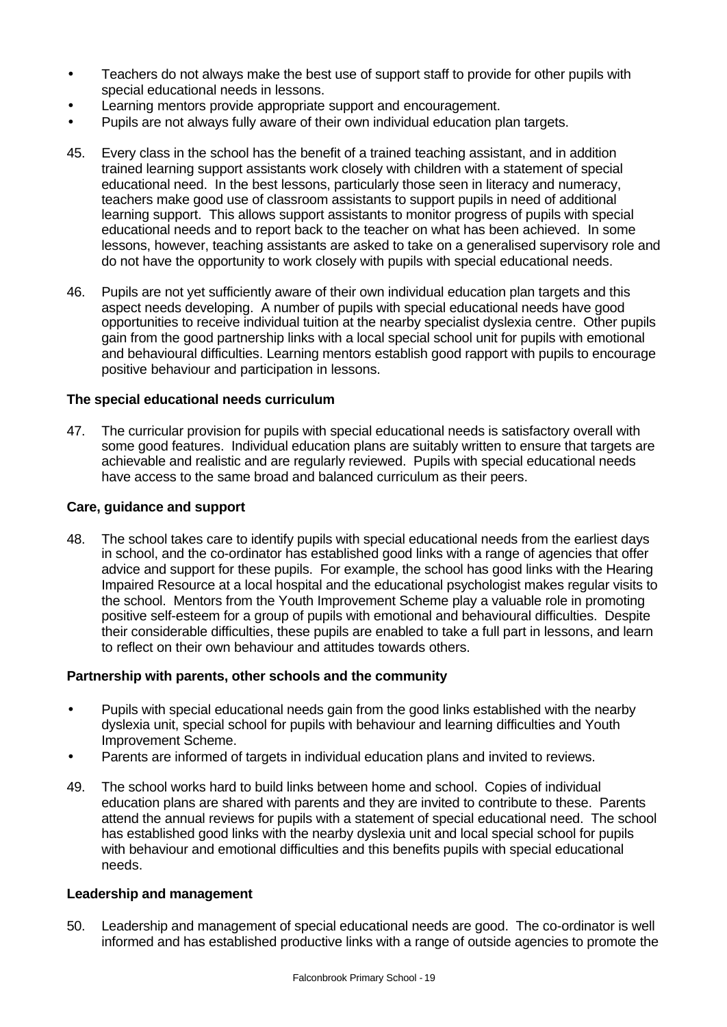- Teachers do not always make the best use of support staff to provide for other pupils with special educational needs in lessons.
- Learning mentors provide appropriate support and encouragement.
- Pupils are not always fully aware of their own individual education plan targets.

45. Every class in the school has the benefit of a trained teaching assistant, and in addition trained learning support assistants work closely with children with a statement of special educational need. In the best lessons, particularly those seen in literacy and numeracy, teachers make good use of classroom assistants to support pupils in need of additional learning support. This allows support assistants to monitor progress of pupils with special educational needs and to report back to the teacher on what has been achieved. In some lessons, however, teaching assistants are asked to take on a generalised supervisory role and do not have the opportunity to work closely with pupils with special educational needs.

46. Pupils are not yet sufficiently aware of their own individual education plan targets and this aspect needs developing. A number of pupils with special educational needs have good opportunities to receive individual tuition at the nearby specialist dyslexia centre. Other pupils gain from the good partnership links with a local special school unit for pupils with emotional and behavioural difficulties. Learning mentors establish good rapport with pupils to encourage positive behaviour and participation in lessons.

**The special educational needs curriculum**

47. The curricular provision for pupils with special educational needs is satisfactory overall with some good features. Individual education plans are suitably written to ensure that targets are achievable and realistic and are regularly reviewed. Pupils with special educational needs have access to the same broad and balanced curriculum as their peers.

**Care, guidance and support**

48. The school takes care to identify pupils with special educational needs from the earliest days in school, and the co-ordinator has established good links with a range of agencies that offer advice and support for these pupils. For example, the school has good links with the Hearing Impaired Resource at a local hospital and the educational psychologist makes regular visits to the school. Mentors from the Youth Improvement Scheme play a valuable role in promoting positive self-esteem for a group of pupils with emotional and behavioural difficulties. Despite their considerable difficulties, these pupils are enabled to take a full part in lessons, and learn to reflect on their own behaviour and attitudes towards others.

**Partnership with parents, other schools and the community**

- Pupils with special educational needs gain from the good links established with the nearby dyslexia unit, special school for pupils with behaviour and learning difficulties and Youth Improvement Scheme.
- Parents are informed of targets in individual education plans and invited to reviews.

49. The school works hard to build links between home and school. Copies of individual education plans are shared with parents and they are invited to contribute to these. Parents attend the annual reviews for pupils with a statement of special educational need. The school has established good links with the nearby dyslexia unit and local special school for pupils with behaviour and emotional difficulties and this benefits pupils with special educational needs.

**Leadership and management**

50. Leadership and management of special educational needs are good. The co-ordinator is well informed and has established productive links with a range of outside agencies to promote the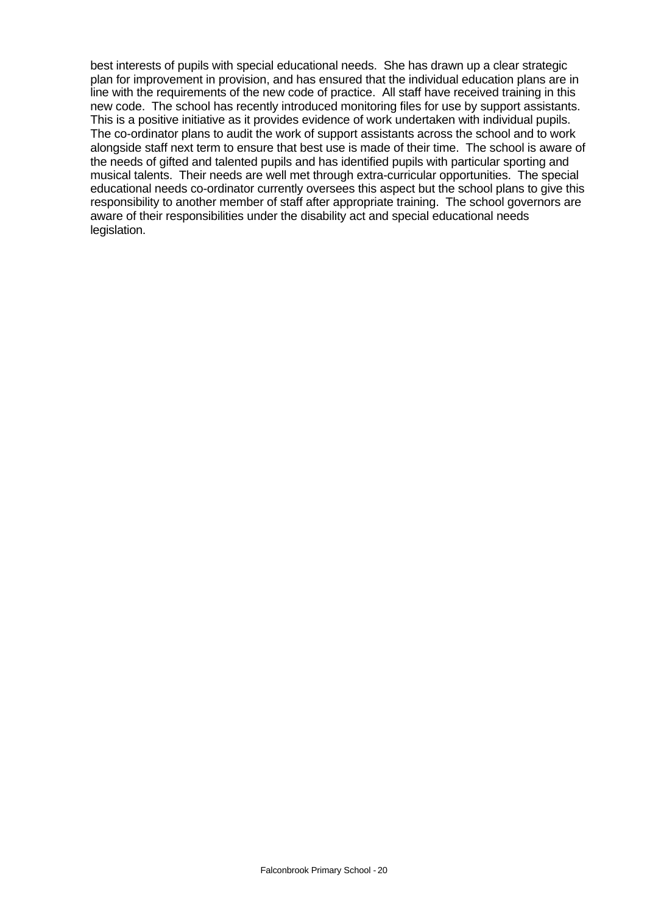best interests of pupils with special educational needs. She has drawn up a clear strategic plan for improvement in provision, and has ensured that the individual education plans are in line with the requirements of the new code of practice. All staff have received training in this new code. The school has recently introduced monitoring files for use by support assistants. This is a positive initiative as it provides evidence of work undertaken with individual pupils. The co-ordinator plans to audit the work of support assistants across the school and to work alongside staff next term to ensure that best use is made of their time. The school is aware of the needs of gifted and talented pupils and has identified pupils with particular sporting and musical talents. Their needs are well met through extra-curricular opportunities. The special educational needs co-ordinator currently oversees this aspect but the school plans to give this responsibility to another member of staff after appropriate training. The school governors are aware of their responsibilities under the disability act and special educational needs legislation.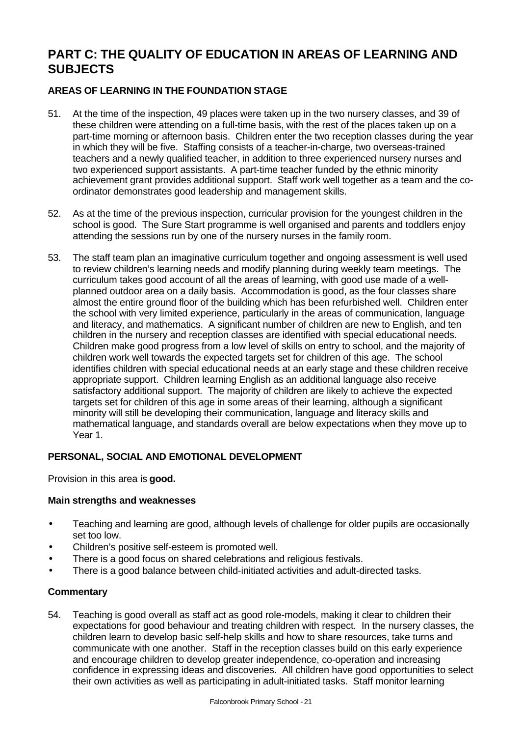# PART C: THE QUALITY OF EDUCATION IN AREAS OF LEARNING AND SUBJECTS

## AREAS OF LEARNING IN THE FOUNDATION STAGE

51. At the time of the inspection, 49 places were taken up in the two nursery classes, and 39 of these children were attending on a full-time basis, with the rest of the places taken up on a part-time morning or afternoon basis. Children enter the two reception classes during the year in which they will be five. Staffing consists of a teacher-in-charge, two overseas-trained teachers and a newly qualified teacher, in addition to three experienced nursery nurses and two experienced support assistants. A part-time teacher funded by the ethnic minority achievement grant provides additional support. Staff work well together as a team and the co-ordinator demonstrates good leadership and management skills.

52. As at the time of the previous inspection, curricular provision for the youngest children in the school is good. The Sure Start programme is well organised and parents and toddlers enjoy attending the sessions run by one of the nursery nurses in the family room.

53. The staff team plan an imaginative curriculum together and ongoing assessment is well used to review children's learning needs and modify planning during weekly team meetings. The curriculum takes good account of all the areas of learning, with good use made of a well-planned outdoor area on a daily basis. Accommodation is good, as the four classes share almost the entire ground floor of the building which has been refurbished well. Children enter the school with very limited experience, particularly in the areas of communication, language and literacy, and mathematics. A significant number of children are new to English, and ten children in the nursery and reception classes are identified with special educational needs. Children make good progress from a low level of skills on entry to school, and the majority of children work well towards the expected targets set for children of this age. The school identifies children with special educational needs at an early stage and these children receive appropriate support. Children learning English as an additional language also receive satisfactory additional support. The majority of children are likely to achieve the expected targets set for children of this age in some areas of their learning, although a significant minority will still be developing their communication, language and literacy skills and mathematical language, and standards overall are below expectations when they move up to Year 1.

### PERSONAL, SOCIAL AND EMOTIONAL DEVELOPMENT

Provision in this area is **good.**

#### Main strengths and weaknesses

- Teaching and learning are good, although levels of challenge for older pupils are occasionally set too low.
- Children's positive self-esteem is promoted well.
- There is a good focus on shared celebrations and religious festivals.
- There is a good balance between child-initiated activities and adult-directed tasks.

#### Commentary

54. Teaching is good overall as staff act as good role-models, making it clear to children their expectations for good behaviour and treating children with respect. In the nursery classes, the children learn to develop basic self-help skills and how to share resources, take turns and communicate with one another. Staff in the reception classes build on this early experience and encourage children to develop greater independence, co-operation and increasing confidence in expressing ideas and discoveries. All children have good opportunities to select their own activities as well as participating in adult-initiated tasks. Staff monitor learning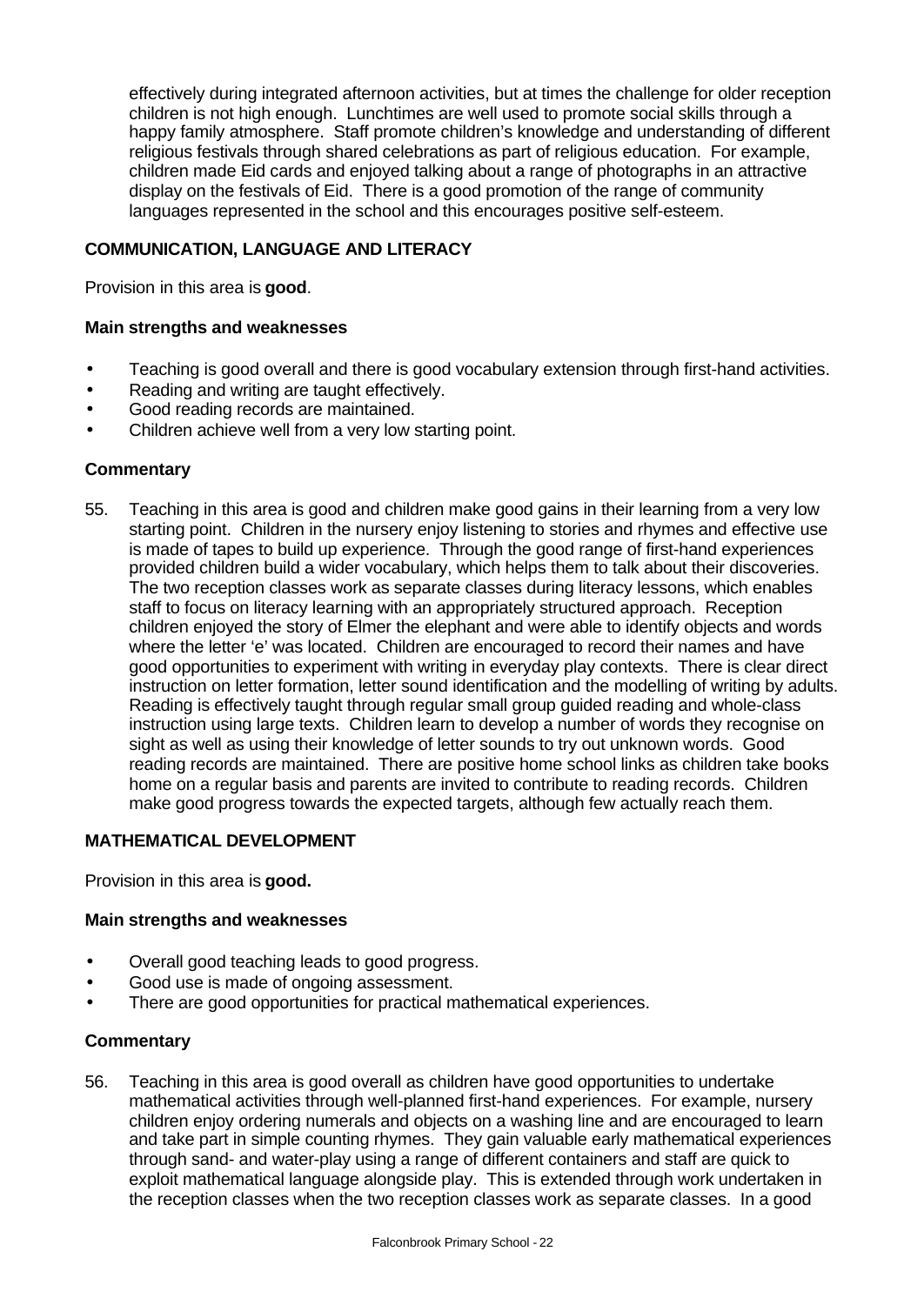effectively during integrated afternoon activities, but at times the challenge for older reception children is not high enough. Lunchtimes are well used to promote social skills through a happy family atmosphere. Staff promote children's knowledge and understanding of different religious festivals through shared celebrations as part of religious education. For example, children made Eid cards and enjoyed talking about a range of photographs in an attractive display on the festivals of Eid. There is a good promotion of the range of community languages represented in the school and this encourages positive self-esteem.

### COMMUNICATION, LANGUAGE AND LITERACY

Provision in this area is **good**.

#### Main strengths and weaknesses

- Teaching is good overall and there is good vocabulary extension through first-hand activities.
- Reading and writing are taught effectively.
- Good reading records are maintained.
- Children achieve well from a very low starting point.

#### Commentary

55. Teaching in this area is good and children make good gains in their learning from a very low starting point. Children in the nursery enjoy listening to stories and rhymes and effective use is made of tapes to build up experience. Through the good range of first-hand experiences provided children build a wider vocabulary, which helps them to talk about their discoveries. The two reception classes work as separate classes during literacy lessons, which enables staff to focus on literacy learning with an appropriately structured approach. Reception children enjoyed the story of Elmer the elephant and were able to identify objects and words where the letter 'e' was located. Children are encouraged to record their names and have good opportunities to experiment with writing in everyday play contexts. There is clear direct instruction on letter formation, letter sound identification and the modelling of writing by adults. Reading is effectively taught through regular small group guided reading and whole-class instruction using large texts. Children learn to develop a number of words they recognise on sight as well as using their knowledge of letter sounds to try out unknown words. Good reading records are maintained. There are positive home school links as children take books home on a regular basis and parents are invited to contribute to reading records. Children make good progress towards the expected targets, although few actually reach them.

### MATHEMATICAL DEVELOPMENT

Provision in this area is **good.**

#### Main strengths and weaknesses

- Overall good teaching leads to good progress.
- Good use is made of ongoing assessment.
- There are good opportunities for practical mathematical experiences.

#### Commentary

56. Teaching in this area is good overall as children have good opportunities to undertake mathematical activities through well-planned first-hand experiences. For example, nursery children enjoy ordering numerals and objects on a washing line and are encouraged to learn and take part in simple counting rhymes. They gain valuable early mathematical experiences through sand- and water-play using a range of different containers and staff are quick to exploit mathematical language alongside play. This is extended through work undertaken in the reception classes when the two reception classes work as separate classes. In a good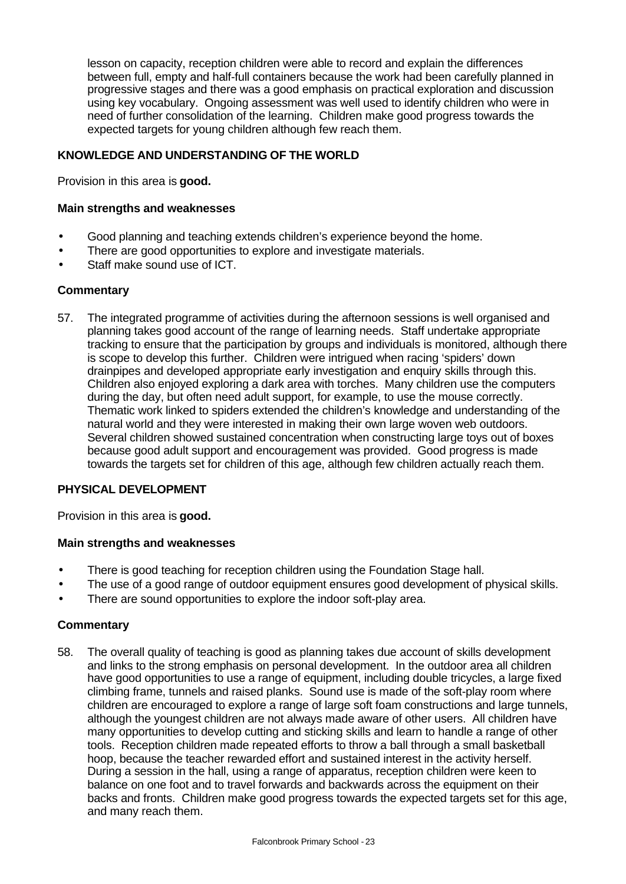lesson on capacity, reception children were able to record and explain the differences between full, empty and half-full containers because the work had been carefully planned in progressive stages and there was a good emphasis on practical exploration and discussion using key vocabulary. Ongoing assessment was well used to identify children who were in need of further consolidation of the learning. Children make good progress towards the expected targets for young children although few reach them.

### KNOWLEDGE AND UNDERSTANDING OF THE WORLD

Provision in this area is **good.**

#### Main strengths and weaknesses

- Good planning and teaching extends children's experience beyond the home.
- There are good opportunities to explore and investigate materials.
- Staff make sound use of ICT.

#### Commentary

57. The integrated programme of activities during the afternoon sessions is well organised and planning takes good account of the range of learning needs. Staff undertake appropriate tracking to ensure that the participation by groups and individuals is monitored, although there is scope to develop this further. Children were intrigued when racing 'spiders' down drainpipes and developed appropriate early investigation and enquiry skills through this. Children also enjoyed exploring a dark area with torches. Many children use the computers during the day, but often need adult support, for example, to use the mouse correctly. Thematic work linked to spiders extended the children's knowledge and understanding of the natural world and they were interested in making their own large woven web outdoors. Several children showed sustained concentration when constructing large toys out of boxes because good adult support and encouragement was provided. Good progress is made towards the targets set for children of this age, although few children actually reach them.

### PHYSICAL DEVELOPMENT

Provision in this area is **good.**

#### Main strengths and weaknesses

- There is good teaching for reception children using the Foundation Stage hall.
- The use of a good range of outdoor equipment ensures good development of physical skills.
- There are sound opportunities to explore the indoor soft-play area.

#### Commentary

58. The overall quality of teaching is good as planning takes due account of skills development and links to the strong emphasis on personal development. In the outdoor area all children have good opportunities to use a range of equipment, including double tricycles, a large fixed climbing frame, tunnels and raised planks. Sound use is made of the soft-play room where children are encouraged to explore a range of large soft foam constructions and large tunnels, although the youngest children are not always made aware of other users. All children have many opportunities to develop cutting and sticking skills and learn to handle a range of other tools. Reception children made repeated efforts to throw a ball through a small basketball hoop, because the teacher rewarded effort and sustained interest in the activity herself. During a session in the hall, using a range of apparatus, reception children were keen to balance on one foot and to travel forwards and backwards across the equipment on their backs and fronts. Children make good progress towards the expected targets set for this age, and many reach them.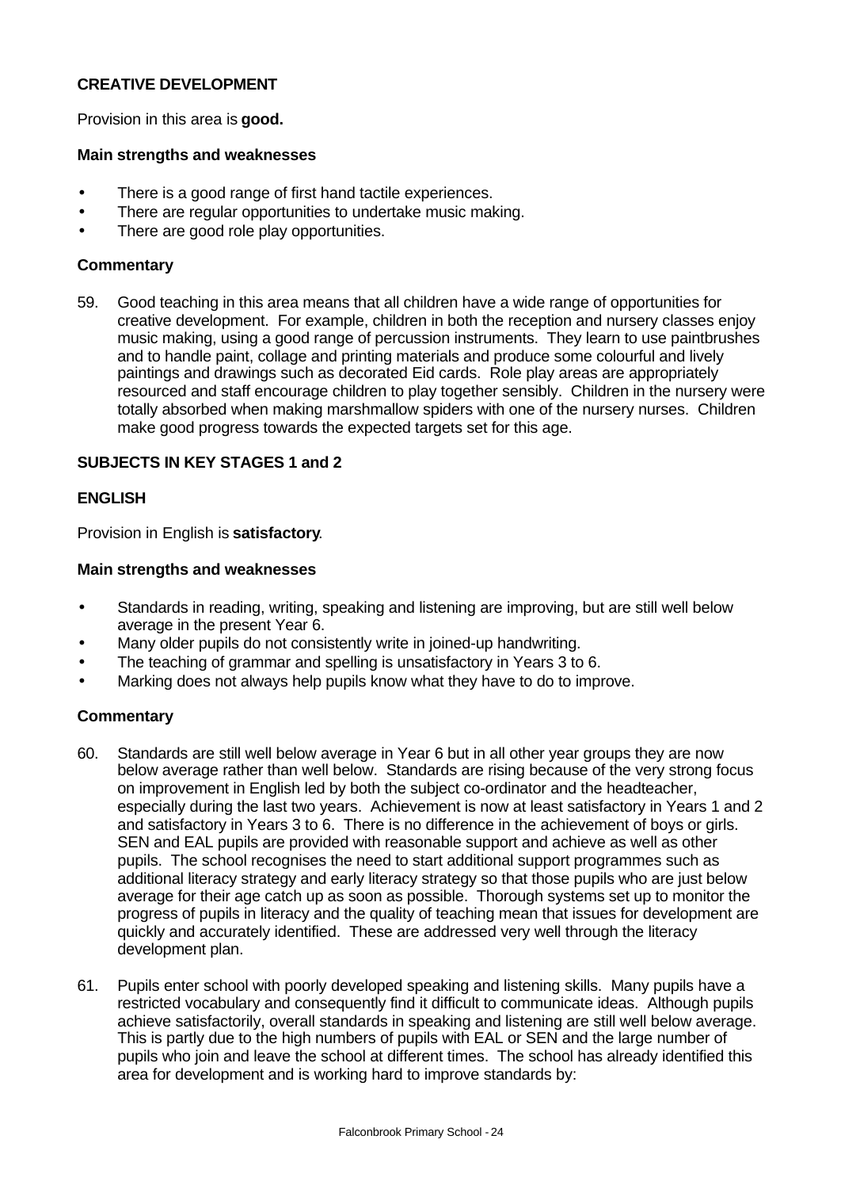### CREATIVE DEVELOPMENT

Provision in this area is **good.**

**Main strengths and weaknesses**

- There is a good range of first hand tactile experiences.
- There are regular opportunities to undertake music making.
- There are good role play opportunities.

**Commentary**

59. Good teaching in this area means that all children have a wide range of opportunities for creative development. For example, children in both the reception and nursery classes enjoy music making, using a good range of percussion instruments. They learn to use paintbrushes and to handle paint, collage and printing materials and produce some colourful and lively paintings and drawings such as decorated Eid cards. Role play areas are appropriately resourced and staff encourage children to play together sensibly. Children in the nursery were totally absorbed when making marshmallow spiders with one of the nursery nurses. Children make good progress towards the expected targets set for this age.

## SUBJECTS IN KEY STAGES 1 and 2

### ENGLISH

Provision in English is **satisfactory**.

**Main strengths and weaknesses**

- Standards in reading, writing, speaking and listening are improving, but are still well below average in the present Year 6.
- Many older pupils do not consistently write in joined-up handwriting.
- The teaching of grammar and spelling is unsatisfactory in Years 3 to 6.
- Marking does not always help pupils know what they have to do to improve.

**Commentary**

60. Standards are still well below average in Year 6 but in all other year groups they are now below average rather than well below. Standards are rising because of the very strong focus on improvement in English led by both the subject co-ordinator and the headteacher, especially during the last two years. Achievement is now at least satisfactory in Years 1 and 2 and satisfactory in Years 3 to 6. There is no difference in the achievement of boys or girls. SEN and EAL pupils are provided with reasonable support and achieve as well as other pupils. The school recognises the need to start additional support programmes such as additional literacy strategy and early literacy strategy so that those pupils who are just below average for their age catch up as soon as possible. Thorough systems set up to monitor the progress of pupils in literacy and the quality of teaching mean that issues for development are quickly and accurately identified. These are addressed very well through the literacy development plan.

61. Pupils enter school with poorly developed speaking and listening skills. Many pupils have a restricted vocabulary and consequently find it difficult to communicate ideas. Although pupils achieve satisfactorily, overall standards in speaking and listening are still well below average. This is partly due to the high numbers of pupils with EAL or SEN and the large number of pupils who join and leave the school at different times. The school has already identified this area for development and is working hard to improve standards by: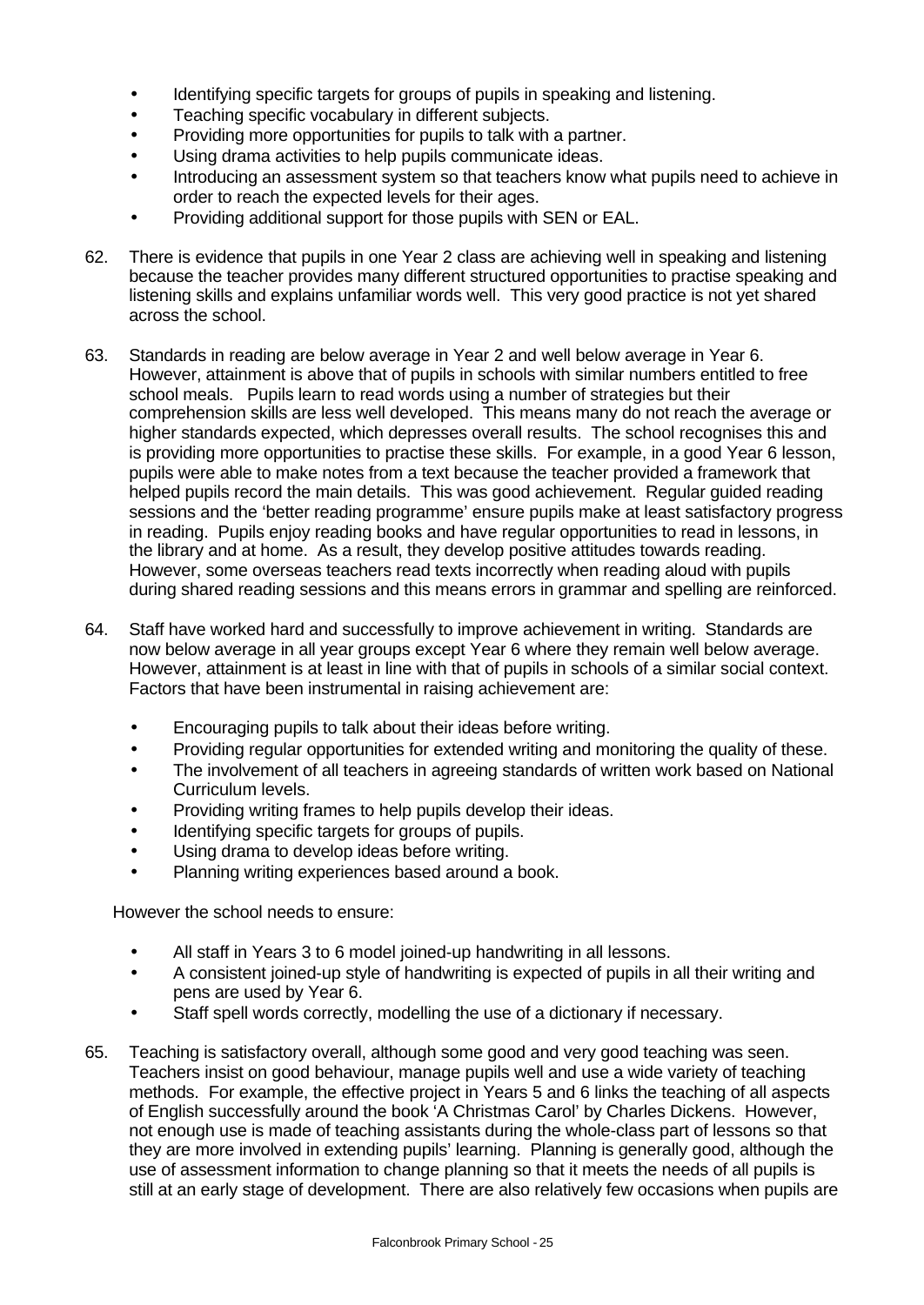- Identifying specific targets for groups of pupils in speaking and listening.
- Teaching specific vocabulary in different subjects.
- Providing more opportunities for pupils to talk with a partner.
- Using drama activities to help pupils communicate ideas.
- Introducing an assessment system so that teachers know what pupils need to achieve in order to reach the expected levels for their ages.
- Providing additional support for those pupils with SEN or EAL.

62. There is evidence that pupils in one Year 2 class are achieving well in speaking and listening because the teacher provides many different structured opportunities to practise speaking and listening skills and explains unfamiliar words well. This very good practice is not yet shared across the school.

63. Standards in reading are below average in Year 2 and well below average in Year 6. However, attainment is above that of pupils in schools with similar numbers entitled to free school meals. Pupils learn to read words using a number of strategies but their comprehension skills are less well developed. This means many do not reach the average or higher standards expected, which depresses overall results. The school recognises this and is providing more opportunities to practise these skills. For example, in a good Year 6 lesson, pupils were able to make notes from a text because the teacher provided a framework that helped pupils record the main details. This was good achievement. Regular guided reading sessions and the 'better reading programme' ensure pupils make at least satisfactory progress in reading. Pupils enjoy reading books and have regular opportunities to read in lessons, in the library and at home. As a result, they develop positive attitudes towards reading. However, some overseas teachers read texts incorrectly when reading aloud with pupils during shared reading sessions and this means errors in grammar and spelling are reinforced.

64. Staff have worked hard and successfully to improve achievement in writing. Standards are now below average in all year groups except Year 6 where they remain well below average. However, attainment is at least in line with that of pupils in schools of a similar social context. Factors that have been instrumental in raising achievement are:

    - Encouraging pupils to talk about their ideas before writing.
    - Providing regular opportunities for extended writing and monitoring the quality of these.
    - The involvement of all teachers in agreeing standards of written work based on National Curriculum levels.
    - Providing writing frames to help pupils develop their ideas.
    - Identifying specific targets for groups of pupils.
    - Using drama to develop ideas before writing.
    - Planning writing experiences based around a book.

    However the school needs to ensure:

    - All staff in Years 3 to 6 model joined-up handwriting in all lessons.
    - A consistent joined-up style of handwriting is expected of pupils in all their writing and pens are used by Year 6.
    - Staff spell words correctly, modelling the use of a dictionary if necessary.

65. Teaching is satisfactory overall, although some good and very good teaching was seen. Teachers insist on good behaviour, manage pupils well and use a wide variety of teaching methods. For example, the effective project in Years 5 and 6 links the teaching of all aspects of English successfully around the book 'A Christmas Carol' by Charles Dickens. However, not enough use is made of teaching assistants during the whole-class part of lessons so that they are more involved in extending pupils' learning. Planning is generally good, although the use of assessment information to change planning so that it meets the needs of all pupils is still at an early stage of development. There are also relatively few occasions when pupils are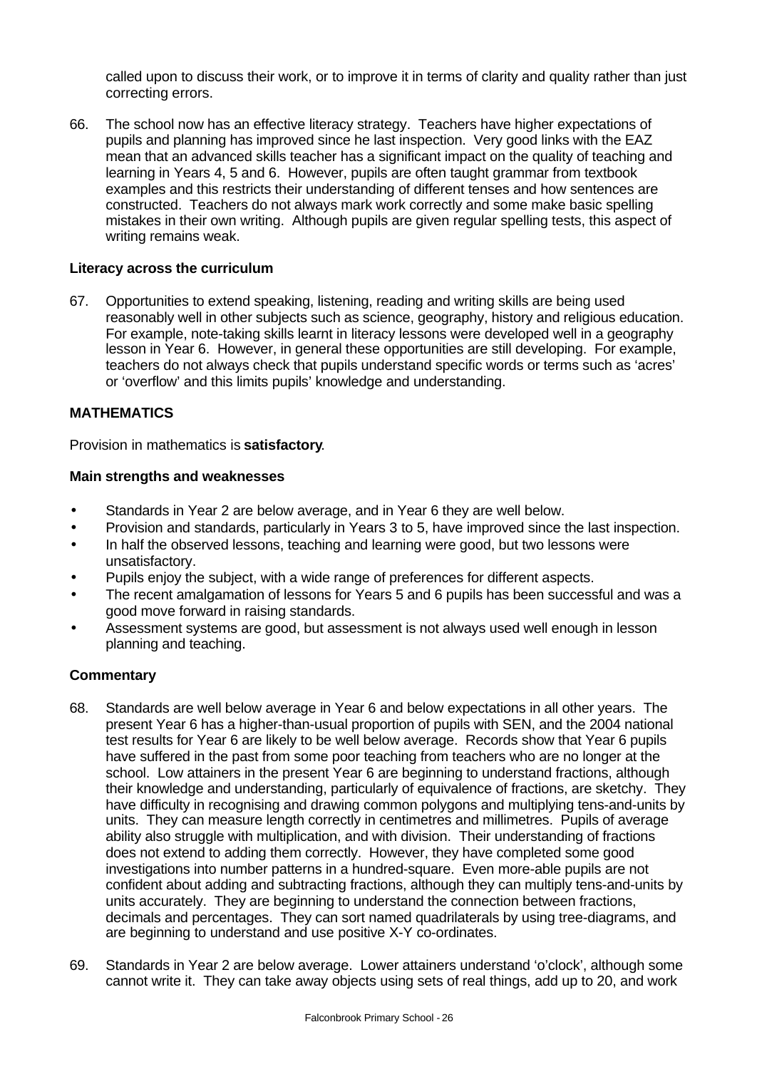called upon to discuss their work, or to improve it in terms of clarity and quality rather than just correcting errors.

66. The school now has an effective literacy strategy. Teachers have higher expectations of pupils and planning has improved since he last inspection. Very good links with the EAZ mean that an advanced skills teacher has a significant impact on the quality of teaching and learning in Years 4, 5 and 6. However, pupils are often taught grammar from textbook examples and this restricts their understanding of different tenses and how sentences are constructed. Teachers do not always mark work correctly and some make basic spelling mistakes in their own writing. Although pupils are given regular spelling tests, this aspect of writing remains weak.

### Literacy across the curriculum

67. Opportunities to extend speaking, listening, reading and writing skills are being used reasonably well in other subjects such as science, geography, history and religious education. For example, note-taking skills learnt in literacy lessons were developed well in a geography lesson in Year 6. However, in general these opportunities are still developing. For example, teachers do not always check that pupils understand specific words or terms such as 'acres' or 'overflow' and this limits pupils' knowledge and understanding.

## MATHEMATICS

Provision in mathematics is **satisfactory**.

### Main strengths and weaknesses

- Standards in Year 2 are below average, and in Year 6 they are well below.
- Provision and standards, particularly in Years 3 to 5, have improved since the last inspection.
- In half the observed lessons, teaching and learning were good, but two lessons were unsatisfactory.
- Pupils enjoy the subject, with a wide range of preferences for different aspects.
- The recent amalgamation of lessons for Years 5 and 6 pupils has been successful and was a good move forward in raising standards.
- Assessment systems are good, but assessment is not always used well enough in lesson planning and teaching.

### Commentary

68. Standards are well below average in Year 6 and below expectations in all other years. The present Year 6 has a higher-than-usual proportion of pupils with SEN, and the 2004 national test results for Year 6 are likely to be well below average. Records show that Year 6 pupils have suffered in the past from some poor teaching from teachers who are no longer at the school. Low attainers in the present Year 6 are beginning to understand fractions, although their knowledge and understanding, particularly of equivalence of fractions, are sketchy. They have difficulty in recognising and drawing common polygons and multiplying tens-and-units by units. They can measure length correctly in centimetres and millimetres. Pupils of average ability also struggle with multiplication, and with division. Their understanding of fractions does not extend to adding them correctly. However, they have completed some good investigations into number patterns in a hundred-square. Even more-able pupils are not confident about adding and subtracting fractions, although they can multiply tens-and-units by units accurately. They are beginning to understand the connection between fractions, decimals and percentages. They can sort named quadrilaterals by using tree-diagrams, and are beginning to understand and use positive X-Y co-ordinates.

69. Standards in Year 2 are below average. Lower attainers understand 'o'clock', although some cannot write it. They can take away objects using sets of real things, add up to 20, and work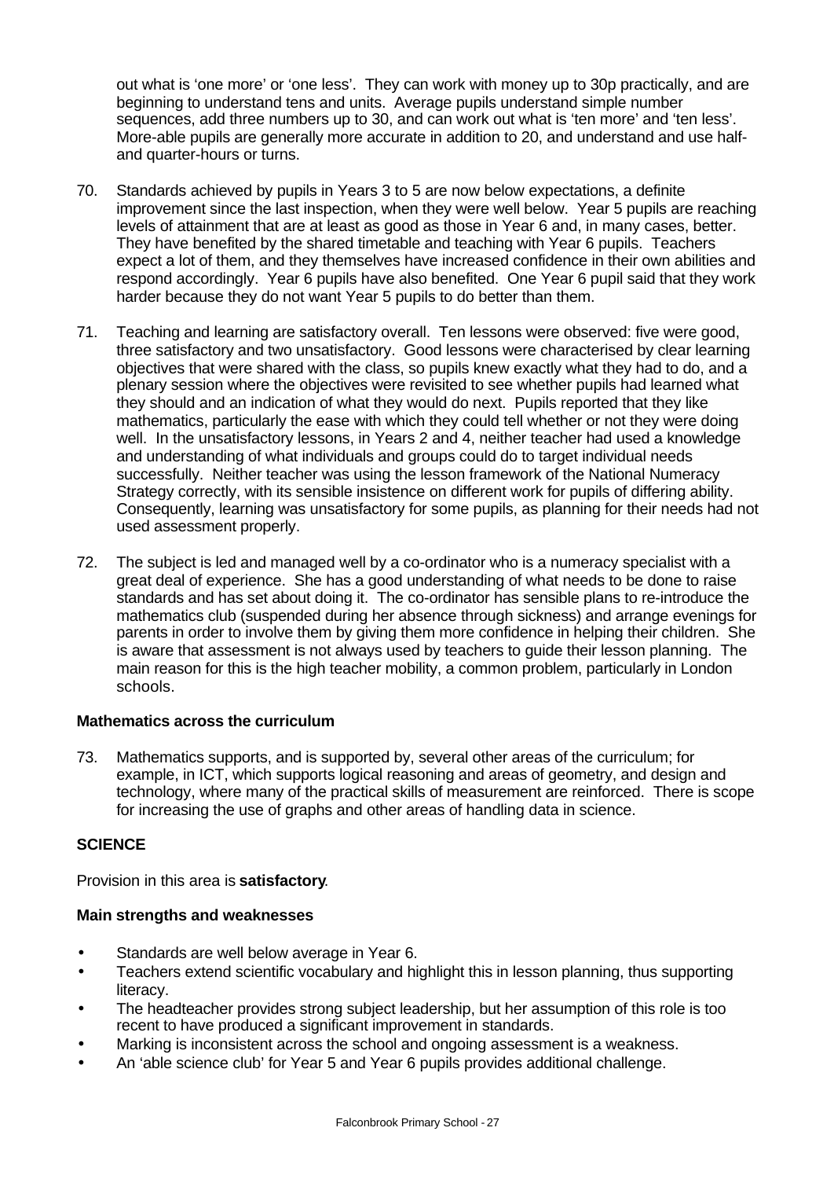out what is 'one more' or 'one less'. They can work with money up to 30p practically, and are beginning to understand tens and units. Average pupils understand simple number sequences, add three numbers up to 30, and can work out what is 'ten more' and 'ten less'. More-able pupils are generally more accurate in addition to 20, and understand and use half- and quarter-hours or turns.

70. Standards achieved by pupils in Years 3 to 5 are now below expectations, a definite improvement since the last inspection, when they were well below. Year 5 pupils are reaching levels of attainment that are at least as good as those in Year 6 and, in many cases, better. They have benefited by the shared timetable and teaching with Year 6 pupils. Teachers expect a lot of them, and they themselves have increased confidence in their own abilities and respond accordingly. Year 6 pupils have also benefited. One Year 6 pupil said that they work harder because they do not want Year 5 pupils to do better than them.

71. Teaching and learning are satisfactory overall. Ten lessons were observed: five were good, three satisfactory and two unsatisfactory. Good lessons were characterised by clear learning objectives that were shared with the class, so pupils knew exactly what they had to do, and a plenary session where the objectives were revisited to see whether pupils had learned what they should and an indication of what they would do next. Pupils reported that they like mathematics, particularly the ease with which they could tell whether or not they were doing well. In the unsatisfactory lessons, in Years 2 and 4, neither teacher had used a knowledge and understanding of what individuals and groups could do to target individual needs successfully. Neither teacher was using the lesson framework of the National Numeracy Strategy correctly, with its sensible insistence on different work for pupils of differing ability. Consequently, learning was unsatisfactory for some pupils, as planning for their needs had not used assessment properly.

72. The subject is led and managed well by a co-ordinator who is a numeracy specialist with a great deal of experience. She has a good understanding of what needs to be done to raise standards and has set about doing it. The co-ordinator has sensible plans to re-introduce the mathematics club (suspended during her absence through sickness) and arrange evenings for parents in order to involve them by giving them more confidence in helping their children. She is aware that assessment is not always used by teachers to guide their lesson planning. The main reason for this is the high teacher mobility, a common problem, particularly in London schools.

**Mathematics across the curriculum**

73. Mathematics supports, and is supported by, several other areas of the curriculum; for example, in ICT, which supports logical reasoning and areas of geometry, and design and technology, where many of the practical skills of measurement are reinforced. There is scope for increasing the use of graphs and other areas of handling data in science.

## SCIENCE

Provision in this area is **satisfactory**.

**Main strengths and weaknesses**

- Standards are well below average in Year 6.
- Teachers extend scientific vocabulary and highlight this in lesson planning, thus supporting literacy.
- The headteacher provides strong subject leadership, but her assumption of this role is too recent to have produced a significant improvement in standards.
- Marking is inconsistent across the school and ongoing assessment is a weakness.
- An 'able science club' for Year 5 and Year 6 pupils provides additional challenge.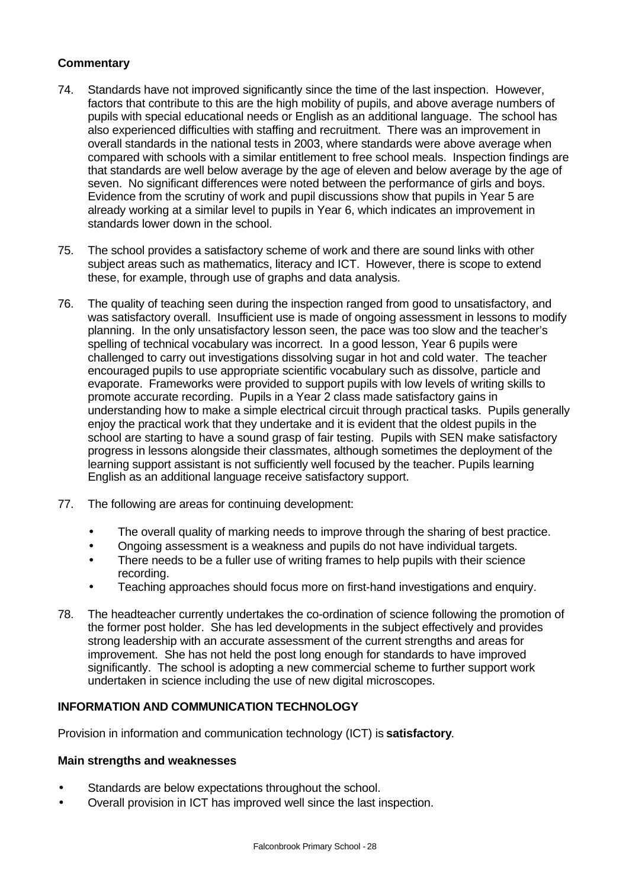**Commentary**

74. Standards have not improved significantly since the time of the last inspection. However, factors that contribute to this are the high mobility of pupils, and above average numbers of pupils with special educational needs or English as an additional language. The school has also experienced difficulties with staffing and recruitment. There was an improvement in overall standards in the national tests in 2003, where standards were above average when compared with schools with a similar entitlement to free school meals. Inspection findings are that standards are well below average by the age of eleven and below average by the age of seven. No significant differences were noted between the performance of girls and boys. Evidence from the scrutiny of work and pupil discussions show that pupils in Year 5 are already working at a similar level to pupils in Year 6, which indicates an improvement in standards lower down in the school.

75. The school provides a satisfactory scheme of work and there are sound links with other subject areas such as mathematics, literacy and ICT. However, there is scope to extend these, for example, through use of graphs and data analysis.

76. The quality of teaching seen during the inspection ranged from good to unsatisfactory, and was satisfactory overall. Insufficient use is made of ongoing assessment in lessons to modify planning. In the only unsatisfactory lesson seen, the pace was too slow and the teacher's spelling of technical vocabulary was incorrect. In a good lesson, Year 6 pupils were challenged to carry out investigations dissolving sugar in hot and cold water. The teacher encouraged pupils to use appropriate scientific vocabulary such as dissolve, particle and evaporate. Frameworks were provided to support pupils with low levels of writing skills to promote accurate recording. Pupils in a Year 2 class made satisfactory gains in understanding how to make a simple electrical circuit through practical tasks. Pupils generally enjoy the practical work that they undertake and it is evident that the oldest pupils in the school are starting to have a sound grasp of fair testing. Pupils with SEN make satisfactory progress in lessons alongside their classmates, although sometimes the deployment of the learning support assistant is not sufficiently well focused by the teacher. Pupils learning English as an additional language receive satisfactory support.

77. The following are areas for continuing development:

    - The overall quality of marking needs to improve through the sharing of best practice.
    - Ongoing assessment is a weakness and pupils do not have individual targets.
    - There needs to be a fuller use of writing frames to help pupils with their science recording.
    - Teaching approaches should focus more on first-hand investigations and enquiry.

78. The headteacher currently undertakes the co-ordination of science following the promotion of the former post holder. She has led developments in the subject effectively and provides strong leadership with an accurate assessment of the current strengths and areas for improvement. She has not held the post long enough for standards to have improved significantly. The school is adopting a new commercial scheme to further support work undertaken in science including the use of new digital microscopes.

## INFORMATION AND COMMUNICATION TECHNOLOGY

Provision in information and communication technology (ICT) is **satisfactory**.

**Main strengths and weaknesses**

- Standards are below expectations throughout the school.
- Overall provision in ICT has improved well since the last inspection.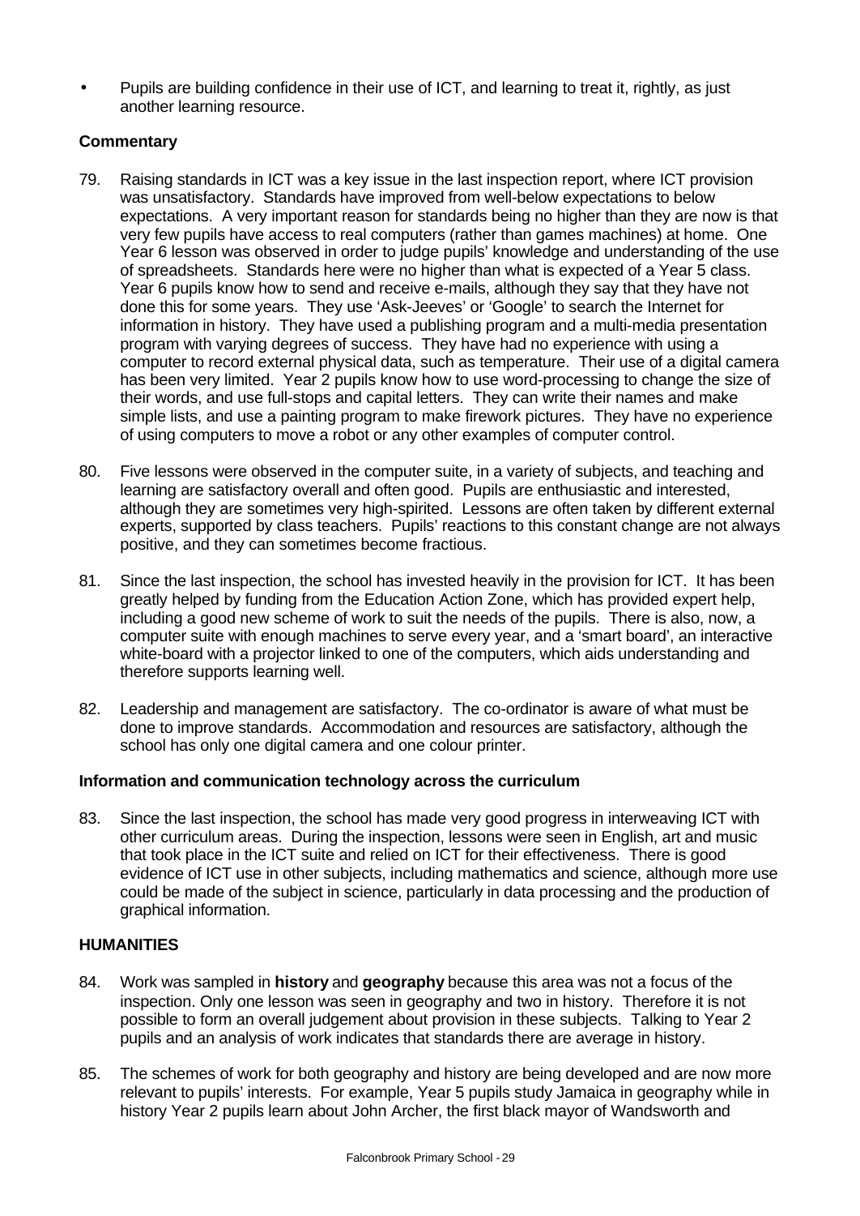- Pupils are building confidence in their use of ICT, and learning to treat it, rightly, as just another learning resource.

**Commentary**

79. Raising standards in ICT was a key issue in the last inspection report, where ICT provision was unsatisfactory. Standards have improved from well-below expectations to below expectations. A very important reason for standards being no higher than they are now is that very few pupils have access to real computers (rather than games machines) at home. One Year 6 lesson was observed in order to judge pupils' knowledge and understanding of the use of spreadsheets. Standards here were no higher than what is expected of a Year 5 class. Year 6 pupils know how to send and receive e-mails, although they say that they have not done this for some years. They use 'Ask-Jeeves' or 'Google' to search the Internet for information in history. They have used a publishing program and a multi-media presentation program with varying degrees of success. They have had no experience with using a computer to record external physical data, such as temperature. Their use of a digital camera has been very limited. Year 2 pupils know how to use word-processing to change the size of their words, and use full-stops and capital letters. They can write their names and make simple lists, and use a painting program to make firework pictures. They have no experience of using computers to move a robot or any other examples of computer control.

80. Five lessons were observed in the computer suite, in a variety of subjects, and teaching and learning are satisfactory overall and often good. Pupils are enthusiastic and interested, although they are sometimes very high-spirited. Lessons are often taken by different external experts, supported by class teachers. Pupils' reactions to this constant change are not always positive, and they can sometimes become fractious.

81. Since the last inspection, the school has invested heavily in the provision for ICT. It has been greatly helped by funding from the Education Action Zone, which has provided expert help, including a good new scheme of work to suit the needs of the pupils. There is also, now, a computer suite with enough machines to serve every year, and a 'smart board', an interactive white-board with a projector linked to one of the computers, which aids understanding and therefore supports learning well.

82. Leadership and management are satisfactory. The co-ordinator is aware of what must be done to improve standards. Accommodation and resources are satisfactory, although the school has only one digital camera and one colour printer.

**Information and communication technology across the curriculum**

83. Since the last inspection, the school has made very good progress in interweaving ICT with other curriculum areas. During the inspection, lessons were seen in English, art and music that took place in the ICT suite and relied on ICT for their effectiveness. There is good evidence of ICT use in other subjects, including mathematics and science, although more use could be made of the subject in science, particularly in data processing and the production of graphical information.

**HUMANITIES**

84. Work was sampled in **history** and **geography** because this area was not a focus of the inspection. Only one lesson was seen in geography and two in history. Therefore it is not possible to form an overall judgement about provision in these subjects. Talking to Year 2 pupils and an analysis of work indicates that standards there are average in history.

85. The schemes of work for both geography and history are being developed and are now more relevant to pupils' interests. For example, Year 5 pupils study Jamaica in geography while in history Year 2 pupils learn about John Archer, the first black mayor of Wandsworth and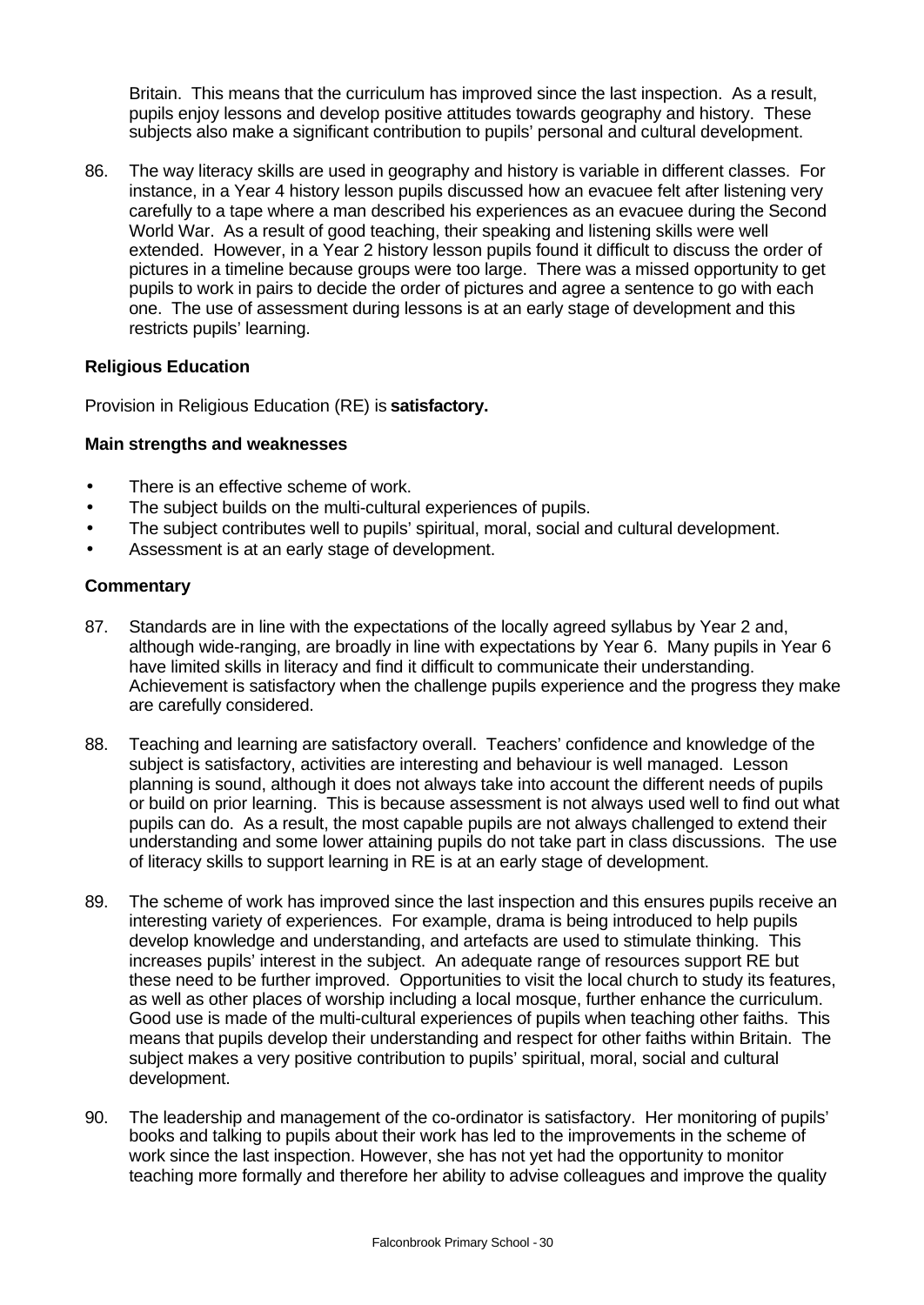Britain. This means that the curriculum has improved since the last inspection. As a result, pupils enjoy lessons and develop positive attitudes towards geography and history. These subjects also make a significant contribution to pupils' personal and cultural development.

86. The way literacy skills are used in geography and history is variable in different classes. For instance, in a Year 4 history lesson pupils discussed how an evacuee felt after listening very carefully to a tape where a man described his experiences as an evacuee during the Second World War. As a result of good teaching, their speaking and listening skills were well extended. However, in a Year 2 history lesson pupils found it difficult to discuss the order of pictures in a timeline because groups were too large. There was a missed opportunity to get pupils to work in pairs to decide the order of pictures and agree a sentence to go with each one. The use of assessment during lessons is at an early stage of development and this restricts pupils' learning.

**Religious Education**

Provision in Religious Education (RE) is **satisfactory.**

**Main strengths and weaknesses**

- There is an effective scheme of work.
- The subject builds on the multi-cultural experiences of pupils.
- The subject contributes well to pupils' spiritual, moral, social and cultural development.
- Assessment is at an early stage of development.

**Commentary**

87. Standards are in line with the expectations of the locally agreed syllabus by Year 2 and, although wide-ranging, are broadly in line with expectations by Year 6. Many pupils in Year 6 have limited skills in literacy and find it difficult to communicate their understanding. Achievement is satisfactory when the challenge pupils experience and the progress they make are carefully considered.

88. Teaching and learning are satisfactory overall. Teachers' confidence and knowledge of the subject is satisfactory, activities are interesting and behaviour is well managed. Lesson planning is sound, although it does not always take into account the different needs of pupils or build on prior learning. This is because assessment is not always used well to find out what pupils can do. As a result, the most capable pupils are not always challenged to extend their understanding and some lower attaining pupils do not take part in class discussions. The use of literacy skills to support learning in RE is at an early stage of development.

89. The scheme of work has improved since the last inspection and this ensures pupils receive an interesting variety of experiences. For example, drama is being introduced to help pupils develop knowledge and understanding, and artefacts are used to stimulate thinking. This increases pupils' interest in the subject. An adequate range of resources support RE but these need to be further improved. Opportunities to visit the local church to study its features, as well as other places of worship including a local mosque, further enhance the curriculum. Good use is made of the multi-cultural experiences of pupils when teaching other faiths. This means that pupils develop their understanding and respect for other faiths within Britain. The subject makes a very positive contribution to pupils' spiritual, moral, social and cultural development.

90. The leadership and management of the co-ordinator is satisfactory. Her monitoring of pupils' books and talking to pupils about their work has led to the improvements in the scheme of work since the last inspection. However, she has not yet had the opportunity to monitor teaching more formally and therefore her ability to advise colleagues and improve the quality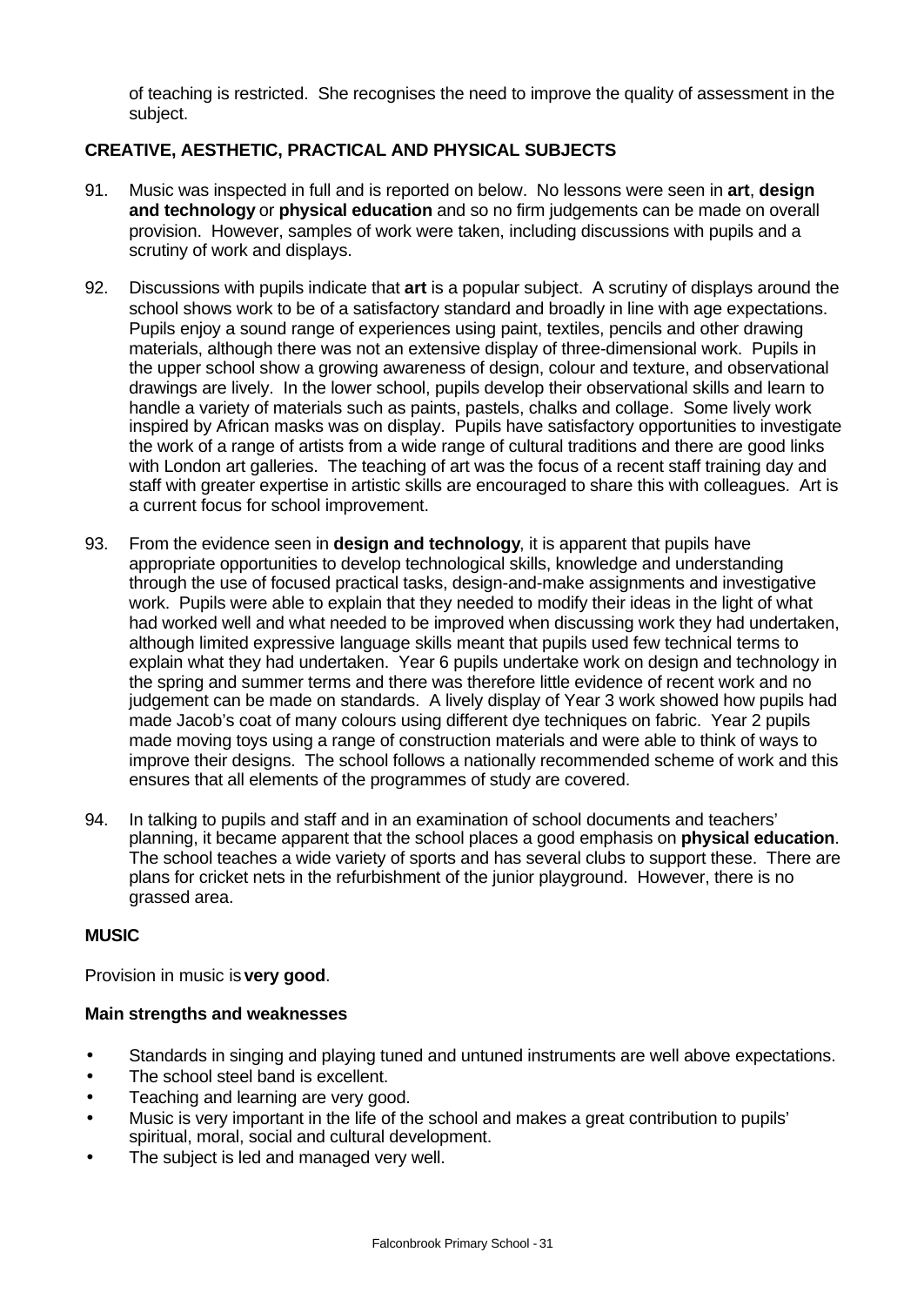of teaching is restricted. She recognises the need to improve the quality of assessment in the subject.

## CREATIVE, AESTHETIC, PRACTICAL AND PHYSICAL SUBJECTS

91. Music was inspected in full and is reported on below. No lessons were seen in **art**, **design and technology** or **physical education** and so no firm judgements can be made on overall provision. However, samples of work were taken, including discussions with pupils and a scrutiny of work and displays.

92. Discussions with pupils indicate that **art** is a popular subject. A scrutiny of displays around the school shows work to be of a satisfactory standard and broadly in line with age expectations. Pupils enjoy a sound range of experiences using paint, textiles, pencils and other drawing materials, although there was not an extensive display of three-dimensional work. Pupils in the upper school show a growing awareness of design, colour and texture, and observational drawings are lively. In the lower school, pupils develop their observational skills and learn to handle a variety of materials such as paints, pastels, chalks and collage. Some lively work inspired by African masks was on display. Pupils have satisfactory opportunities to investigate the work of a range of artists from a wide range of cultural traditions and there are good links with London art galleries. The teaching of art was the focus of a recent staff training day and staff with greater expertise in artistic skills are encouraged to share this with colleagues. Art is a current focus for school improvement.

93. From the evidence seen in **design and technology**, it is apparent that pupils have appropriate opportunities to develop technological skills, knowledge and understanding through the use of focused practical tasks, design-and-make assignments and investigative work. Pupils were able to explain that they needed to modify their ideas in the light of what had worked well and what needed to be improved when discussing work they had undertaken, although limited expressive language skills meant that pupils used few technical terms to explain what they had undertaken. Year 6 pupils undertake work on design and technology in the spring and summer terms and there was therefore little evidence of recent work and no judgement can be made on standards. A lively display of Year 3 work showed how pupils had made Jacob's coat of many colours using different dye techniques on fabric. Year 2 pupils made moving toys using a range of construction materials and were able to think of ways to improve their designs. The school follows a nationally recommended scheme of work and this ensures that all elements of the programmes of study are covered.

94. In talking to pupils and staff and in an examination of school documents and teachers' planning, it became apparent that the school places a good emphasis on **physical education**. The school teaches a wide variety of sports and has several clubs to support these. There are plans for cricket nets in the refurbishment of the junior playground. However, there is no grassed area.

### MUSIC

Provision in music is **very good**.

**Main strengths and weaknesses**

- Standards in singing and playing tuned and untuned instruments are well above expectations.
- The school steel band is excellent.
- Teaching and learning are very good.
- Music is very important in the life of the school and makes a great contribution to pupils' spiritual, moral, social and cultural development.
- The subject is led and managed very well.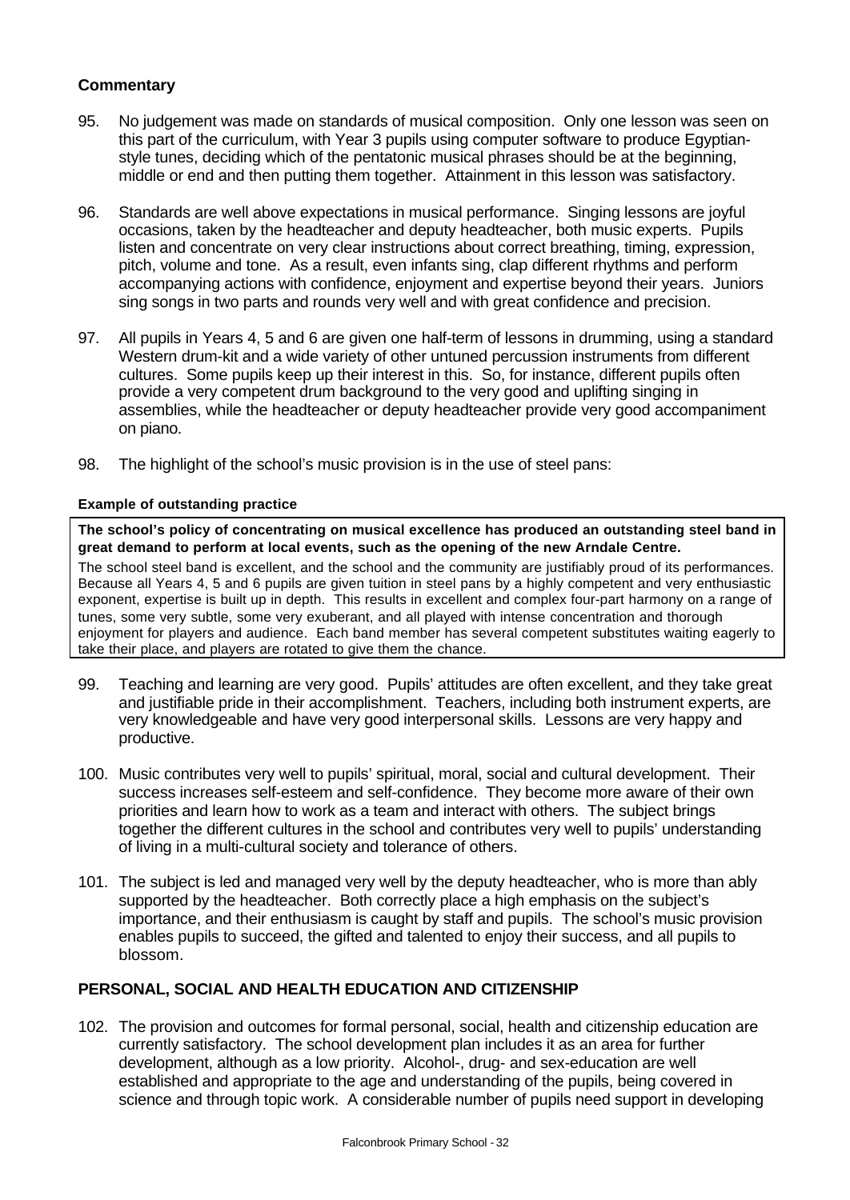### Commentary

95. No judgement was made on standards of musical composition. Only one lesson was seen on this part of the curriculum, with Year 3 pupils using computer software to produce Egyptian-style tunes, deciding which of the pentatonic musical phrases should be at the beginning, middle or end and then putting them together. Attainment in this lesson was satisfactory.

96. Standards are well above expectations in musical performance. Singing lessons are joyful occasions, taken by the headteacher and deputy headteacher, both music experts. Pupils listen and concentrate on very clear instructions about correct breathing, timing, expression, pitch, volume and tone. As a result, even infants sing, clap different rhythms and perform accompanying actions with confidence, enjoyment and expertise beyond their years. Juniors sing songs in two parts and rounds very well and with great confidence and precision.

97. All pupils in Years 4, 5 and 6 are given one half-term of lessons in drumming, using a standard Western drum-kit and a wide variety of other untuned percussion instruments from different cultures. Some pupils keep up their interest in this. So, for instance, different pupils often provide a very competent drum background to the very good and uplifting singing in assemblies, while the headteacher or deputy headteacher provide very good accompaniment on piano.

98. The highlight of the school's music provision is in the use of steel pans:

**Example of outstanding practice**

**The school's policy of concentrating on musical excellence has produced an outstanding steel band in great demand to perform at local events, such as the opening of the new Arndale Centre.**

The school steel band is excellent, and the school and the community are justifiably proud of its performances. Because all Years 4, 5 and 6 pupils are given tuition in steel pans by a highly competent and very enthusiastic exponent, expertise is built up in depth. This results in excellent and complex four-part harmony on a range of tunes, some very subtle, some very exuberant, and all played with intense concentration and thorough enjoyment for players and audience. Each band member has several competent substitutes waiting eagerly to take their place, and players are rotated to give them the chance.

99. Teaching and learning are very good. Pupils' attitudes are often excellent, and they take great and justifiable pride in their accomplishment. Teachers, including both instrument experts, are very knowledgeable and have very good interpersonal skills. Lessons are very happy and productive.

100. Music contributes very well to pupils' spiritual, moral, social and cultural development. Their success increases self-esteem and self-confidence. They become more aware of their own priorities and learn how to work as a team and interact with others. The subject brings together the different cultures in the school and contributes very well to pupils' understanding of living in a multi-cultural society and tolerance of others.

101. The subject is led and managed very well by the deputy headteacher, who is more than ably supported by the headteacher. Both correctly place a high emphasis on the subject's importance, and their enthusiasm is caught by staff and pupils. The school's music provision enables pupils to succeed, the gifted and talented to enjoy their success, and all pupils to blossom.

## PERSONAL, SOCIAL AND HEALTH EDUCATION AND CITIZENSHIP

102. The provision and outcomes for formal personal, social, health and citizenship education are currently satisfactory. The school development plan includes it as an area for further development, although as a low priority. Alcohol-, drug- and sex-education are well established and appropriate to the age and understanding of the pupils, being covered in science and through topic work. A considerable number of pupils need support in developing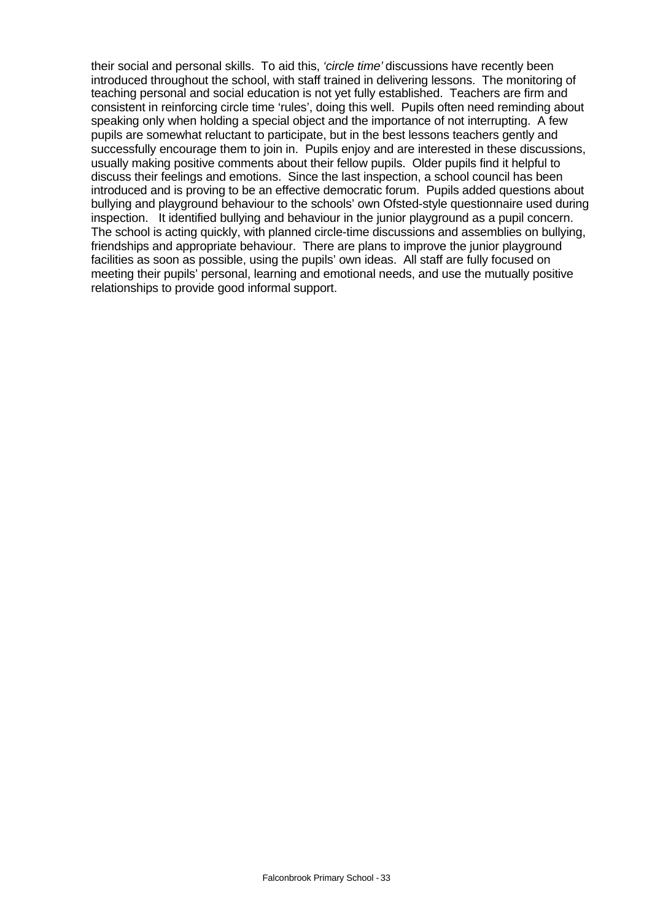their social and personal skills. To aid this, *'circle time'* discussions have recently been introduced throughout the school, with staff trained in delivering lessons. The monitoring of teaching personal and social education is not yet fully established. Teachers are firm and consistent in reinforcing circle time 'rules', doing this well. Pupils often need reminding about speaking only when holding a special object and the importance of not interrupting. A few pupils are somewhat reluctant to participate, but in the best lessons teachers gently and successfully encourage them to join in. Pupils enjoy and are interested in these discussions, usually making positive comments about their fellow pupils. Older pupils find it helpful to discuss their feelings and emotions. Since the last inspection, a school council has been introduced and is proving to be an effective democratic forum. Pupils added questions about bullying and playground behaviour to the schools' own Ofsted-style questionnaire used during inspection. It identified bullying and behaviour in the junior playground as a pupil concern. The school is acting quickly, with planned circle-time discussions and assemblies on bullying, friendships and appropriate behaviour. There are plans to improve the junior playground facilities as soon as possible, using the pupils' own ideas. All staff are fully focused on meeting their pupils' personal, learning and emotional needs, and use the mutually positive relationships to provide good informal support.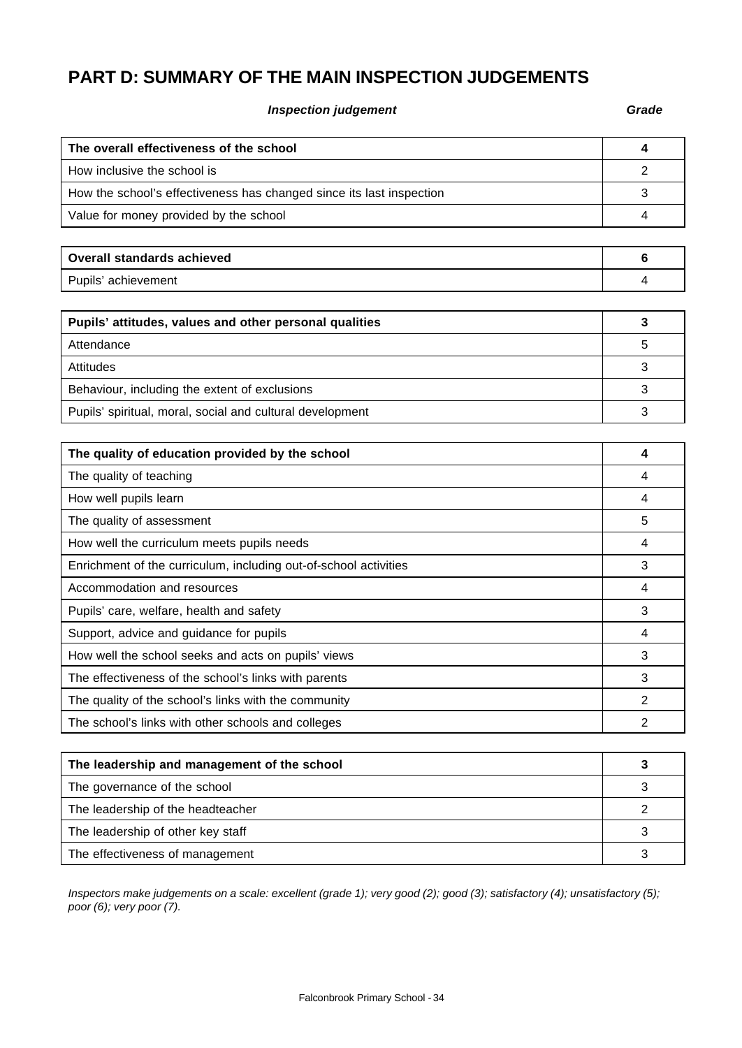# PART D: SUMMARY OF THE MAIN INSPECTION JUDGEMENTS

| *Inspection judgement* | *Grade* |
|---|---|
| **The overall effectiveness of the school** | **4** |
| How inclusive the school is | 2 |
| How the school's effectiveness has changed since its last inspection | 3 |
| Value for money provided by the school | 4 |

| | |
|---|---|
| **Overall standards achieved** | **6** |
| Pupils' achievement | 4 |

| | |
|---|---|
| **Pupils' attitudes, values and other personal qualities** | **3** |
| Attendance | 5 |
| Attitudes | 3 |
| Behaviour, including the extent of exclusions | 3 |
| Pupils' spiritual, moral, social and cultural development | 3 |

| | |
|---|---|
| **The quality of education provided by the school** | **4** |
| The quality of teaching | 4 |
| How well pupils learn | 4 |
| The quality of assessment | 5 |
| How well the curriculum meets pupils needs | 4 |
| Enrichment of the curriculum, including out-of-school activities | 3 |
| Accommodation and resources | 4 |
| Pupils' care, welfare, health and safety | 3 |
| Support, advice and guidance for pupils | 4 |
| How well the school seeks and acts on pupils' views | 3 |
| The effectiveness of the school's links with parents | 3 |
| The quality of the school's links with the community | 2 |
| The school's links with other schools and colleges | 2 |

| | |
|---|---|
| **The leadership and management of the school** | **3** |
| The governance of the school | 3 |
| The leadership of the headteacher | 2 |
| The leadership of other key staff | 3 |
| The effectiveness of management | 3 |

*Inspectors make judgements on a scale: excellent (grade 1); very good (2); good (3); satisfactory (4); unsatisfactory (5); poor (6); very poor (7).*